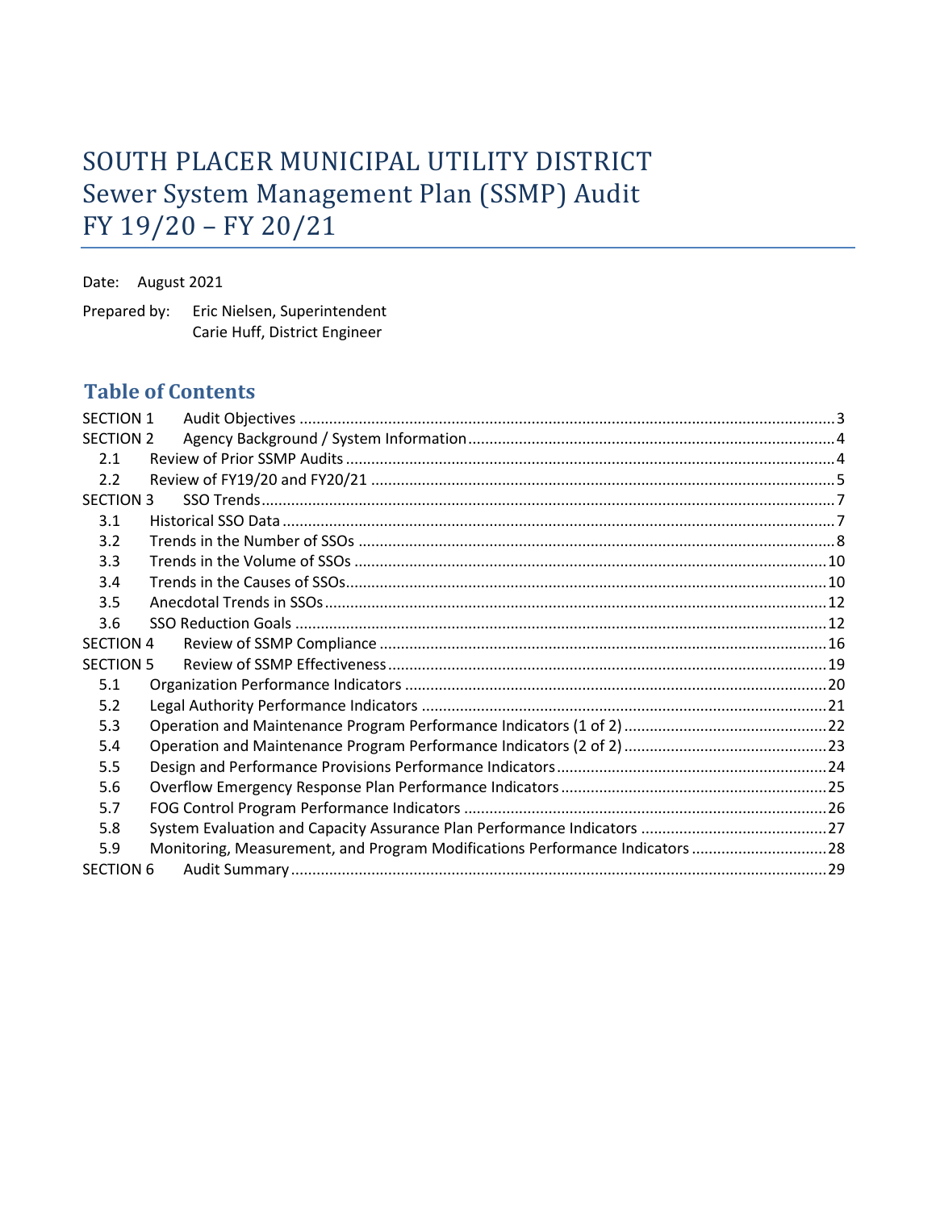# SOUTH PLACER MUNICIPAL UTILITY DISTRICT
# Sewer System Management Plan (SSMP) Audit
# FY 19/20 – FY 20/21

Date: August 2021

Prepared by: Eric Nielsen, Superintendent
Carie Huff, District Engineer

## Table of Contents

| | | |
|---|---|---|
| SECTION 1 | Audit Objectives | 3 |
| SECTION 2 | Agency Background / System Information | 4 |
| 2.1 | Review of Prior SSMP Audits | 4 |
| 2.2 | Review of FY19/20 and FY20/21 | 5 |
| SECTION 3 | SSO Trends | 7 |
| 3.1 | Historical SSO Data | 7 |
| 3.2 | Trends in the Number of SSOs | 8 |
| 3.3 | Trends in the Volume of SSOs | 10 |
| 3.4 | Trends in the Causes of SSOs | 10 |
| 3.5 | Anecdotal Trends in SSOs | 12 |
| 3.6 | SSO Reduction Goals | 12 |
| SECTION 4 | Review of SSMP Compliance | 16 |
| SECTION 5 | Review of SSMP Effectiveness | 19 |
| 5.1 | Organization Performance Indicators | 20 |
| 5.2 | Legal Authority Performance Indicators | 21 |
| 5.3 | Operation and Maintenance Program Performance Indicators (1 of 2) | 22 |
| 5.4 | Operation and Maintenance Program Performance Indicators (2 of 2) | 23 |
| 5.5 | Design and Performance Provisions Performance Indicators | 24 |
| 5.6 | Overflow Emergency Response Plan Performance Indicators | 25 |
| 5.7 | FOG Control Program Performance Indicators | 26 |
| 5.8 | System Evaluation and Capacity Assurance Plan Performance Indicators | 27 |
| 5.9 | Monitoring, Measurement, and Program Modifications Performance Indicators | 28 |
| SECTION 6 | Audit Summary | 29 |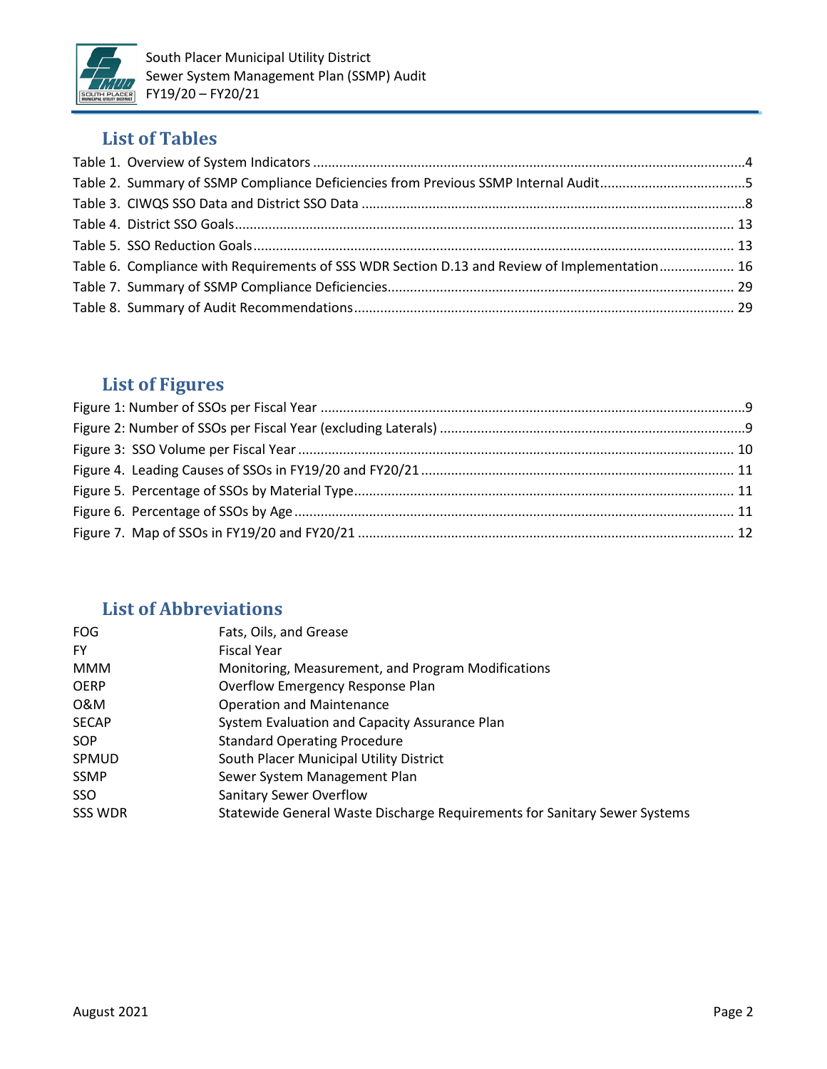## List of Tables

Table 1. Overview of System Indicators ........................................................................................................4
Table 2. Summary of SSMP Compliance Deficiencies from Previous SSMP Internal Audit.......................................5
Table 3. CIWQS SSO Data and District SSO Data ......................................................................................8
Table 4. District SSO Goals.......................................................................................................................13
Table 5. SSO Reduction Goals...................................................................................................................13
Table 6. Compliance with Requirements of SSS WDR Section D.13 and Review of Implementation.................... 16
Table 7. Summary of SSMP Compliance Deficiencies...................................................................................29
Table 8. Summary of Audit Recommendations............................................................................................29

## List of Figures

Figure 1: Number of SSOs per Fiscal Year ......................................................................................................9
Figure 2: Number of SSOs per Fiscal Year (excluding Laterals) ........................................................................9
Figure 3: SSO Volume per Fiscal Year ........................................................................................................ 10
Figure 4. Leading Causes of SSOs in FY19/20 and FY20/21 .......................................................................... 11
Figure 5. Percentage of SSOs by Material Type............................................................................................ 11
Figure 6. Percentage of SSOs by Age.......................................................................................................... 11
Figure 7. Map of SSOs in FY19/20 and FY20/21 .......................................................................................... 12

## List of Abbreviations

| | |
|---|---|
| FOG | Fats, Oils, and Grease |
| FY | Fiscal Year |
| MMM | Monitoring, Measurement, and Program Modifications |
| OERP | Overflow Emergency Response Plan |
| O&M | Operation and Maintenance |
| SECAP | System Evaluation and Capacity Assurance Plan |
| SOP | Standard Operating Procedure |
| SPMUD | South Placer Municipal Utility District |
| SSMP | Sewer System Management Plan |
| SSO | Sanitary Sewer Overflow |
| SSS WDR | Statewide General Waste Discharge Requirements for Sanitary Sewer Systems |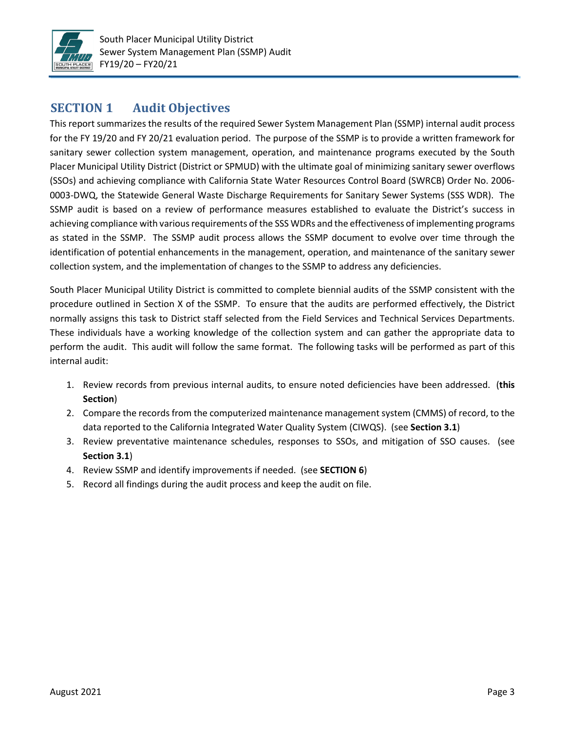# SECTION 1 Audit Objectives

This report summarizes the results of the required Sewer System Management Plan (SSMP) internal audit process for the FY 19/20 and FY 20/21 evaluation period. The purpose of the SSMP is to provide a written framework for sanitary sewer collection system management, operation, and maintenance programs executed by the South Placer Municipal Utility District (District or SPMUD) with the ultimate goal of minimizing sanitary sewer overflows (SSOs) and achieving compliance with California State Water Resources Control Board (SWRCB) Order No. 2006-0003-DWQ, the Statewide General Waste Discharge Requirements for Sanitary Sewer Systems (SSS WDR). The SSMP audit is based on a review of performance measures established to evaluate the District's success in achieving compliance with various requirements of the SSS WDRs and the effectiveness of implementing programs as stated in the SSMP. The SSMP audit process allows the SSMP document to evolve over time through the identification of potential enhancements in the management, operation, and maintenance of the sanitary sewer collection system, and the implementation of changes to the SSMP to address any deficiencies.

South Placer Municipal Utility District is committed to complete biennial audits of the SSMP consistent with the procedure outlined in Section X of the SSMP. To ensure that the audits are performed effectively, the District normally assigns this task to District staff selected from the Field Services and Technical Services Departments. These individuals have a working knowledge of the collection system and can gather the appropriate data to perform the audit. This audit will follow the same format. The following tasks will be performed as part of this internal audit:

1. Review records from previous internal audits, to ensure noted deficiencies have been addressed. (**this Section**)
2. Compare the records from the computerized maintenance management system (CMMS) of record, to the data reported to the California Integrated Water Quality System (CIWQS). (see **Section 3.1**)
3. Review preventative maintenance schedules, responses to SSOs, and mitigation of SSO causes. (see **Section 3.1**)
4. Review SSMP and identify improvements if needed. (see **SECTION 6**)
5. Record all findings during the audit process and keep the audit on file.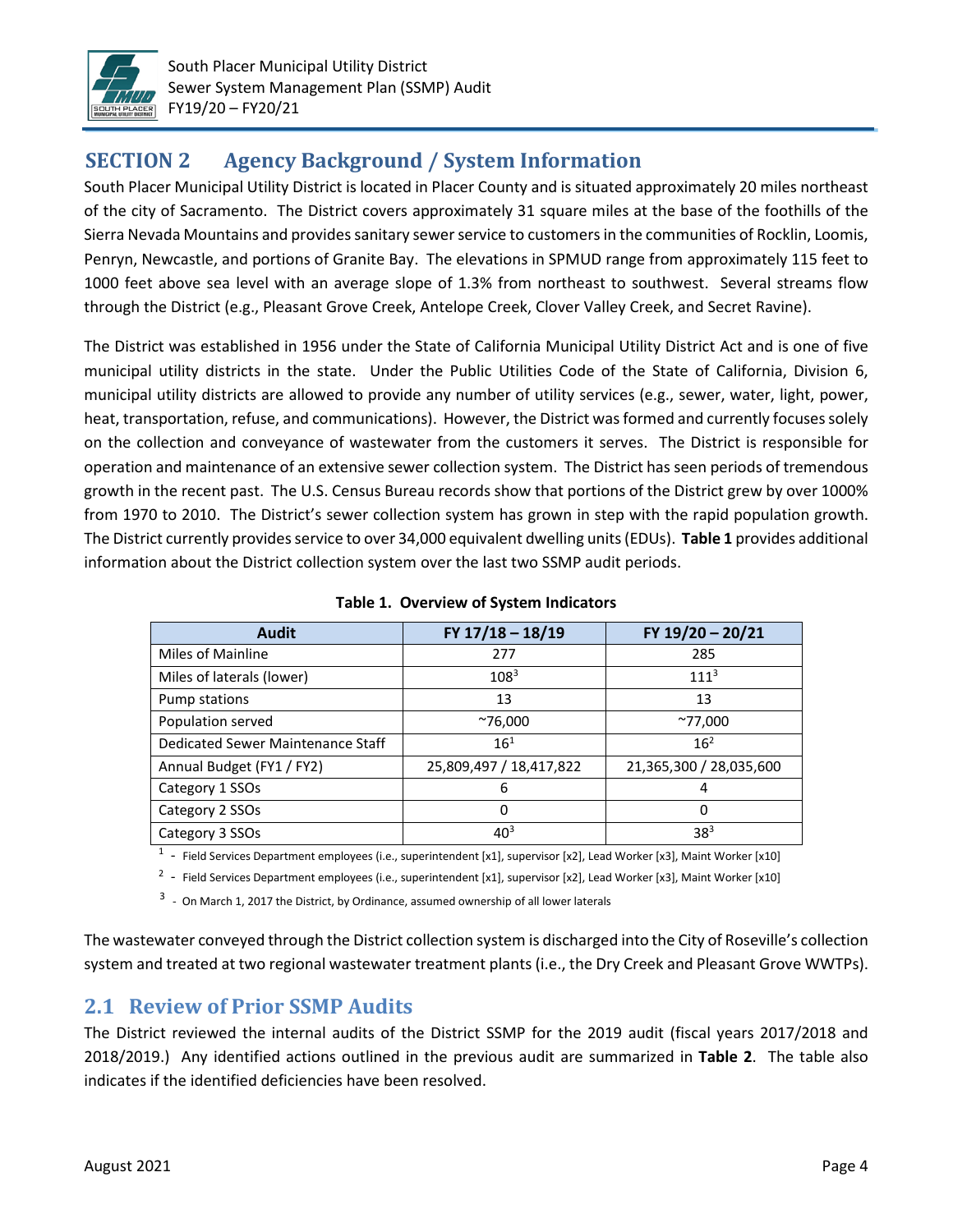# SECTION 2 Agency Background / System Information

South Placer Municipal Utility District is located in Placer County and is situated approximately 20 miles northeast of the city of Sacramento. The District covers approximately 31 square miles at the base of the foothills of the Sierra Nevada Mountains and provides sanitary sewer service to customers in the communities of Rocklin, Loomis, Penryn, Newcastle, and portions of Granite Bay. The elevations in SPMUD range from approximately 115 feet to 1000 feet above sea level with an average slope of 1.3% from northeast to southwest. Several streams flow through the District (e.g., Pleasant Grove Creek, Antelope Creek, Clover Valley Creek, and Secret Ravine).

The District was established in 1956 under the State of California Municipal Utility District Act and is one of five municipal utility districts in the state. Under the Public Utilities Code of the State of California, Division 6, municipal utility districts are allowed to provide any number of utility services (e.g., sewer, water, light, power, heat, transportation, refuse, and communications). However, the District was formed and currently focuses solely on the collection and conveyance of wastewater from the customers it serves. The District is responsible for operation and maintenance of an extensive sewer collection system. The District has seen periods of tremendous growth in the recent past. The U.S. Census Bureau records show that portions of the District grew by over 1000% from 1970 to 2010. The District's sewer collection system has grown in step with the rapid population growth. The District currently provides service to over 34,000 equivalent dwelling units (EDUs). **Table 1** provides additional information about the District collection system over the last two SSMP audit periods.

**Table 1. Overview of System Indicators**

| Audit | FY 17/18 – 18/19 | FY 19/20 – 20/21 |
|---|---|---|
| Miles of Mainline | 277 | 285 |
| Miles of laterals (lower) | 108[3] | 111[3] |
| Pump stations | 13 | 13 |
| Population served | ~76,000 | ~77,000 |
| Dedicated Sewer Maintenance Staff | 16[1] | 16[2] |
| Annual Budget (FY1 / FY2) | 25,809,497 / 18,417,822 | 21,365,300 / 28,035,600 |
| Category 1 SSOs | 6 | 4 |
| Category 2 SSOs | 0 | 0 |
| Category 3 SSOs | 40[3] | 38[3] |

[1] - Field Services Department employees (i.e., superintendent [x1], supervisor [x2], Lead Worker [x3], Maint Worker [x10]

[2] - Field Services Department employees (i.e., superintendent [x1], supervisor [x2], Lead Worker [x3], Maint Worker [x10]

[3] - On March 1, 2017 the District, by Ordinance, assumed ownership of all lower laterals

The wastewater conveyed through the District collection system is discharged into the City of Roseville's collection system and treated at two regional wastewater treatment plants (i.e., the Dry Creek and Pleasant Grove WWTPs).

## 2.1 Review of Prior SSMP Audits

The District reviewed the internal audits of the District SSMP for the 2019 audit (fiscal years 2017/2018 and 2018/2019.) Any identified actions outlined in the previous audit are summarized in **Table 2**. The table also indicates if the identified deficiencies have been resolved.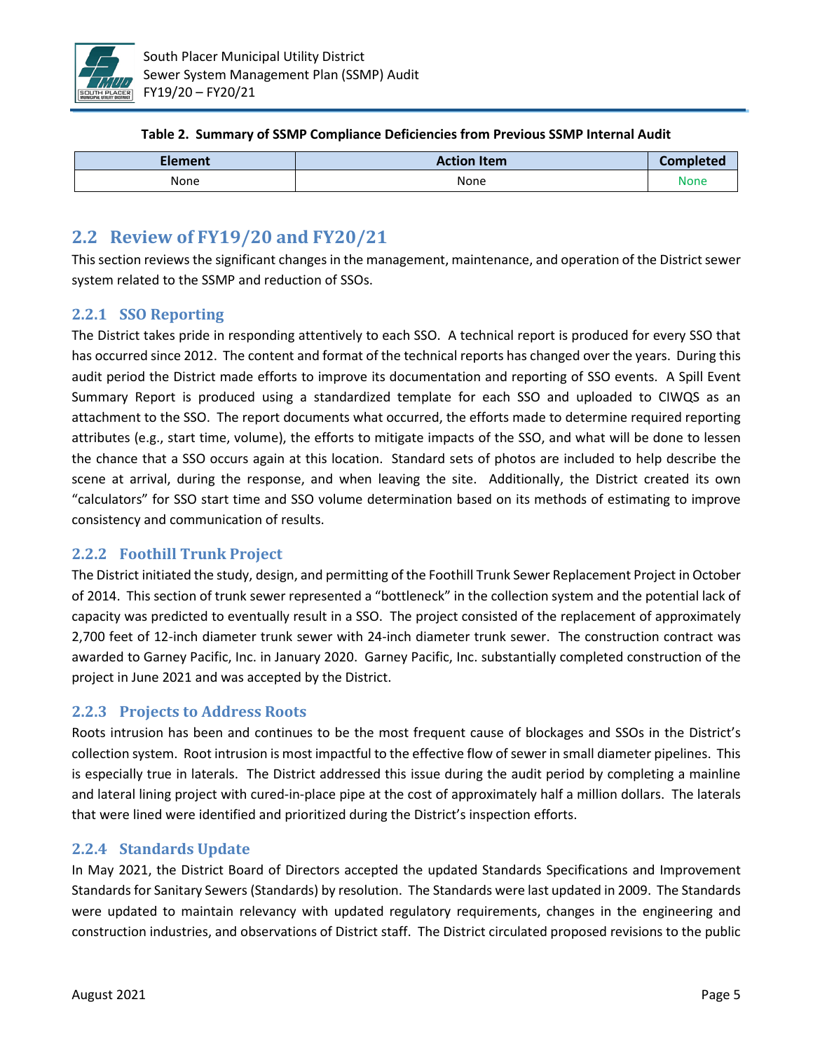**Table 2. Summary of SSMP Compliance Deficiencies from Previous SSMP Internal Audit**

| Element | Action Item | Completed |
|---|---|---|
| None | None | None |

## 2.2 Review of FY19/20 and FY20/21

This section reviews the significant changes in the management, maintenance, and operation of the District sewer system related to the SSMP and reduction of SSOs.

### 2.2.1 SSO Reporting

The District takes pride in responding attentively to each SSO. A technical report is produced for every SSO that has occurred since 2012. The content and format of the technical reports has changed over the years. During this audit period the District made efforts to improve its documentation and reporting of SSO events. A Spill Event Summary Report is produced using a standardized template for each SSO and uploaded to CIWQS as an attachment to the SSO. The report documents what occurred, the efforts made to determine required reporting attributes (e.g., start time, volume), the efforts to mitigate impacts of the SSO, and what will be done to lessen the chance that a SSO occurs again at this location. Standard sets of photos are included to help describe the scene at arrival, during the response, and when leaving the site. Additionally, the District created its own "calculators" for SSO start time and SSO volume determination based on its methods of estimating to improve consistency and communication of results.

### 2.2.2 Foothill Trunk Project

The District initiated the study, design, and permitting of the Foothill Trunk Sewer Replacement Project in October of 2014. This section of trunk sewer represented a "bottleneck" in the collection system and the potential lack of capacity was predicted to eventually result in a SSO. The project consisted of the replacement of approximately 2,700 feet of 12-inch diameter trunk sewer with 24-inch diameter trunk sewer. The construction contract was awarded to Garney Pacific, Inc. in January 2020. Garney Pacific, Inc. substantially completed construction of the project in June 2021 and was accepted by the District.

### 2.2.3 Projects to Address Roots

Roots intrusion has been and continues to be the most frequent cause of blockages and SSOs in the District's collection system. Root intrusion is most impactful to the effective flow of sewer in small diameter pipelines. This is especially true in laterals. The District addressed this issue during the audit period by completing a mainline and lateral lining project with cured-in-place pipe at the cost of approximately half a million dollars. The laterals that were lined were identified and prioritized during the District's inspection efforts.

### 2.2.4 Standards Update

In May 2021, the District Board of Directors accepted the updated Standards Specifications and Improvement Standards for Sanitary Sewers (Standards) by resolution. The Standards were last updated in 2009. The Standards were updated to maintain relevancy with updated regulatory requirements, changes in the engineering and construction industries, and observations of District staff. The District circulated proposed revisions to the public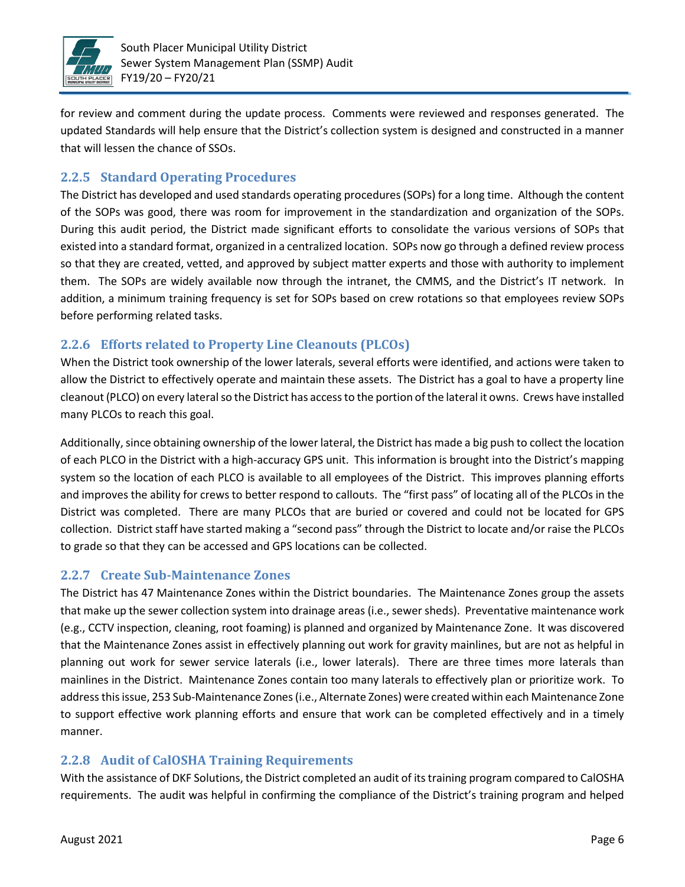for review and comment during the update process. Comments were reviewed and responses generated. The updated Standards will help ensure that the District's collection system is designed and constructed in a manner that will lessen the chance of SSOs.

### 2.2.5 Standard Operating Procedures

The District has developed and used standards operating procedures (SOPs) for a long time. Although the content of the SOPs was good, there was room for improvement in the standardization and organization of the SOPs. During this audit period, the District made significant efforts to consolidate the various versions of SOPs that existed into a standard format, organized in a centralized location. SOPs now go through a defined review process so that they are created, vetted, and approved by subject matter experts and those with authority to implement them. The SOPs are widely available now through the intranet, the CMMS, and the District's IT network. In addition, a minimum training frequency is set for SOPs based on crew rotations so that employees review SOPs before performing related tasks.

### 2.2.6 Efforts related to Property Line Cleanouts (PLCOs)

When the District took ownership of the lower laterals, several efforts were identified, and actions were taken to allow the District to effectively operate and maintain these assets. The District has a goal to have a property line cleanout (PLCO) on every lateral so the District has access to the portion of the lateral it owns. Crews have installed many PLCOs to reach this goal.

Additionally, since obtaining ownership of the lower lateral, the District has made a big push to collect the location of each PLCO in the District with a high-accuracy GPS unit. This information is brought into the District's mapping system so the location of each PLCO is available to all employees of the District. This improves planning efforts and improves the ability for crews to better respond to callouts. The "first pass" of locating all of the PLCOs in the District was completed. There are many PLCOs that are buried or covered and could not be located for GPS collection. District staff have started making a "second pass" through the District to locate and/or raise the PLCOs to grade so that they can be accessed and GPS locations can be collected.

### 2.2.7 Create Sub-Maintenance Zones

The District has 47 Maintenance Zones within the District boundaries. The Maintenance Zones group the assets that make up the sewer collection system into drainage areas (i.e., sewer sheds). Preventative maintenance work (e.g., CCTV inspection, cleaning, root foaming) is planned and organized by Maintenance Zone. It was discovered that the Maintenance Zones assist in effectively planning out work for gravity mainlines, but are not as helpful in planning out work for sewer service laterals (i.e., lower laterals). There are three times more laterals than mainlines in the District. Maintenance Zones contain too many laterals to effectively plan or prioritize work. To address this issue, 253 Sub-Maintenance Zones (i.e., Alternate Zones) were created within each Maintenance Zone to support effective work planning efforts and ensure that work can be completed effectively and in a timely manner.

### 2.2.8 Audit of CalOSHA Training Requirements

With the assistance of DKF Solutions, the District completed an audit of its training program compared to CalOSHA requirements. The audit was helpful in confirming the compliance of the District's training program and helped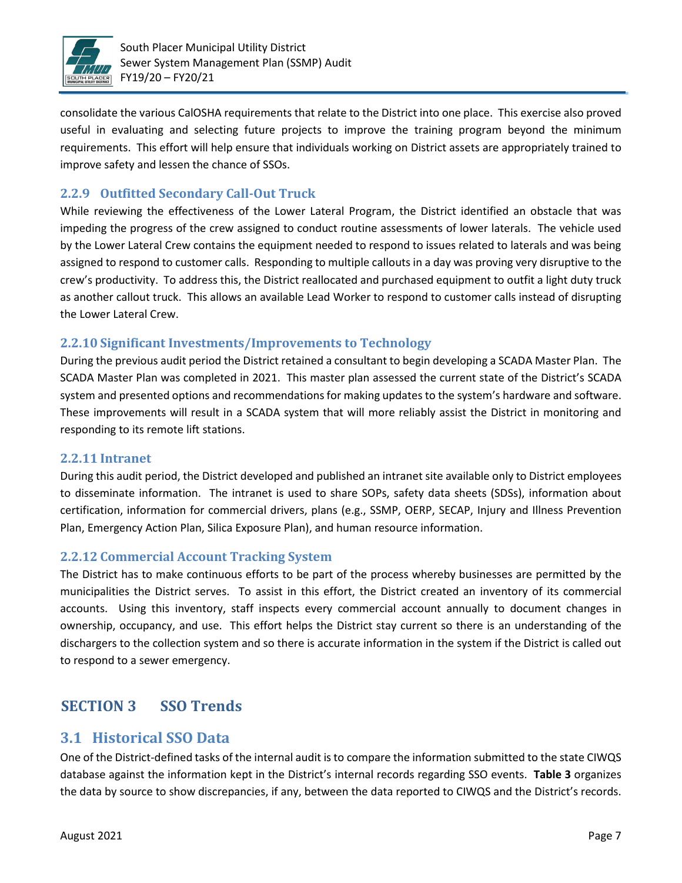consolidate the various CalOSHA requirements that relate to the District into one place. This exercise also proved useful in evaluating and selecting future projects to improve the training program beyond the minimum requirements. This effort will help ensure that individuals working on District assets are appropriately trained to improve safety and lessen the chance of SSOs.

### 2.2.9 Outfitted Secondary Call-Out Truck

While reviewing the effectiveness of the Lower Lateral Program, the District identified an obstacle that was impeding the progress of the crew assigned to conduct routine assessments of lower laterals. The vehicle used by the Lower Lateral Crew contains the equipment needed to respond to issues related to laterals and was being assigned to respond to customer calls. Responding to multiple callouts in a day was proving very disruptive to the crew's productivity. To address this, the District reallocated and purchased equipment to outfit a light duty truck as another callout truck. This allows an available Lead Worker to respond to customer calls instead of disrupting the Lower Lateral Crew.

### 2.2.10 Significant Investments/Improvements to Technology

During the previous audit period the District retained a consultant to begin developing a SCADA Master Plan. The SCADA Master Plan was completed in 2021. This master plan assessed the current state of the District's SCADA system and presented options and recommendations for making updates to the system's hardware and software. These improvements will result in a SCADA system that will more reliably assist the District in monitoring and responding to its remote lift stations.

### 2.2.11 Intranet

During this audit period, the District developed and published an intranet site available only to District employees to disseminate information. The intranet is used to share SOPs, safety data sheets (SDSs), information about certification, information for commercial drivers, plans (e.g., SSMP, OERP, SECAP, Injury and Illness Prevention Plan, Emergency Action Plan, Silica Exposure Plan), and human resource information.

### 2.2.12 Commercial Account Tracking System

The District has to make continuous efforts to be part of the process whereby businesses are permitted by the municipalities the District serves. To assist in this effort, the District created an inventory of its commercial accounts. Using this inventory, staff inspects every commercial account annually to document changes in ownership, occupancy, and use. This effort helps the District stay current so there is an understanding of the dischargers to the collection system and so there is accurate information in the system if the District is called out to respond to a sewer emergency.

# SECTION 3 SSO Trends

## 3.1 Historical SSO Data

One of the District-defined tasks of the internal audit is to compare the information submitted to the state CIWQS database against the information kept in the District's internal records regarding SSO events. **Table 3** organizes the data by source to show discrepancies, if any, between the data reported to CIWQS and the District's records.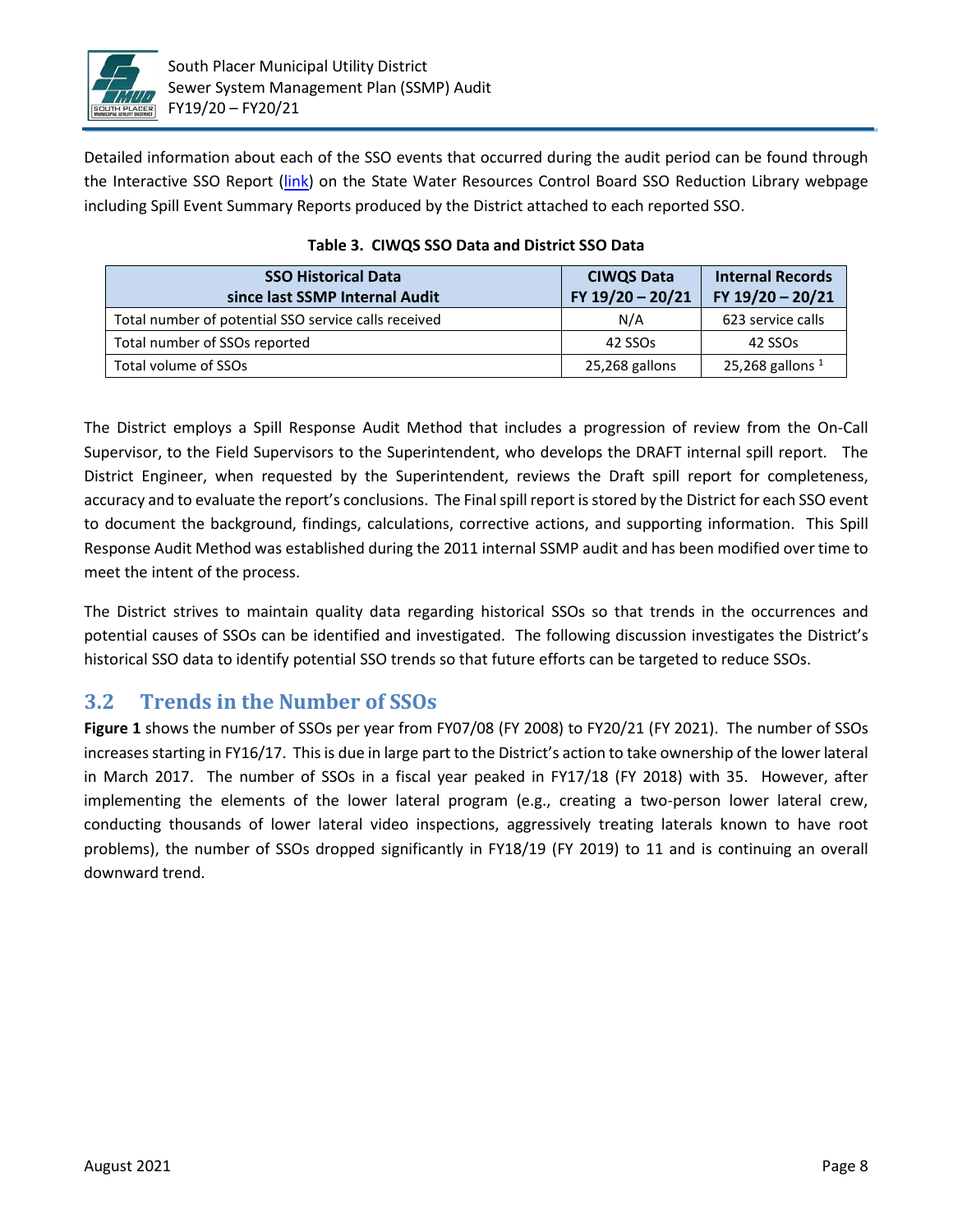Detailed information about each of the SSO events that occurred during the audit period can be found through the Interactive SSO Report (link) on the State Water Resources Control Board SSO Reduction Library webpage including Spill Event Summary Reports produced by the District attached to each reported SSO.

**Table 3. CIWQS SSO Data and District SSO Data**

| SSO Historical Data since last SSMP Internal Audit | CIWQS Data FY 19/20 – 20/21 | Internal Records FY 19/20 – 20/21 |
|---|---|---|
| Total number of potential SSO service calls received | N/A | 623 service calls |
| Total number of SSOs reported | 42 SSOs | 42 SSOs |
| Total volume of SSOs | 25,268 gallons | 25,268 gallons [1] |

The District employs a Spill Response Audit Method that includes a progression of review from the On-Call Supervisor, to the Field Supervisors to the Superintendent, who develops the DRAFT internal spill report. The District Engineer, when requested by the Superintendent, reviews the Draft spill report for completeness, accuracy and to evaluate the report's conclusions. The Final spill report is stored by the District for each SSO event to document the background, findings, calculations, corrective actions, and supporting information. This Spill Response Audit Method was established during the 2011 internal SSMP audit and has been modified over time to meet the intent of the process.

The District strives to maintain quality data regarding historical SSOs so that trends in the occurrences and potential causes of SSOs can be identified and investigated. The following discussion investigates the District's historical SSO data to identify potential SSO trends so that future efforts can be targeted to reduce SSOs.

## 3.2 Trends in the Number of SSOs

**Figure 1** shows the number of SSOs per year from FY07/08 (FY 2008) to FY20/21 (FY 2021). The number of SSOs increases starting in FY16/17. This is due in large part to the District's action to take ownership of the lower lateral in March 2017. The number of SSOs in a fiscal year peaked in FY17/18 (FY 2018) with 35. However, after implementing the elements of the lower lateral program (e.g., creating a two-person lower lateral crew, conducting thousands of lower lateral video inspections, aggressively treating laterals known to have root problems), the number of SSOs dropped significantly in FY18/19 (FY 2019) to 11 and is continuing an overall downward trend.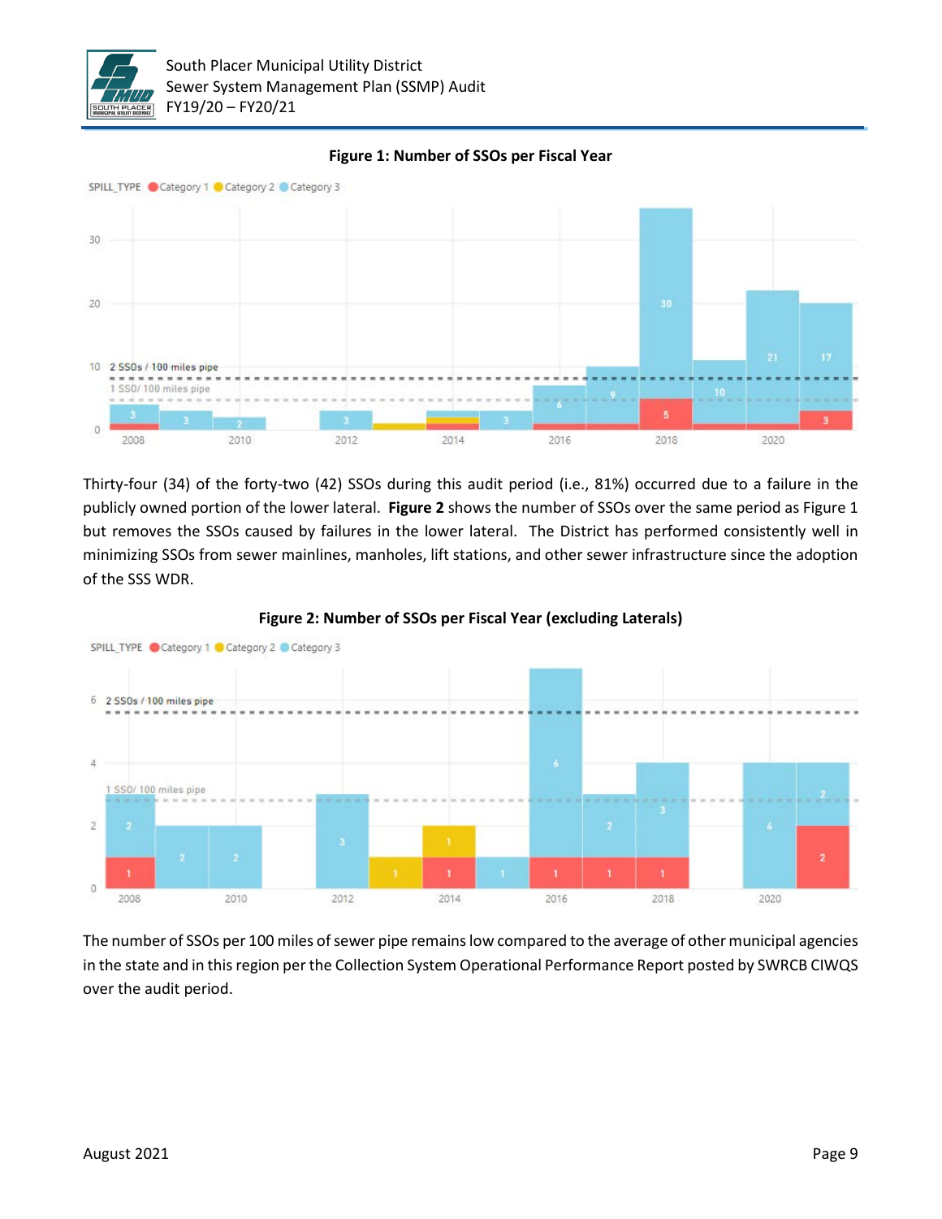**Figure 1: Number of SSOs per Fiscal Year**

Thirty-four (34) of the forty-two (42) SSOs during this audit period (i.e., 81%) occurred due to a failure in the publicly owned portion of the lower lateral. **Figure 2** shows the number of SSOs over the same period as Figure 1 but removes the SSOs caused by failures in the lower lateral. The District has performed consistently well in minimizing SSOs from sewer mainlines, manholes, lift stations, and other sewer infrastructure since the adoption of the SSS WDR.

**Figure 2: Number of SSOs per Fiscal Year (excluding Laterals)**

The number of SSOs per 100 miles of sewer pipe remains low compared to the average of other municipal agencies in the state and in this region per the Collection System Operational Performance Report posted by SWRCB CIWQS over the audit period.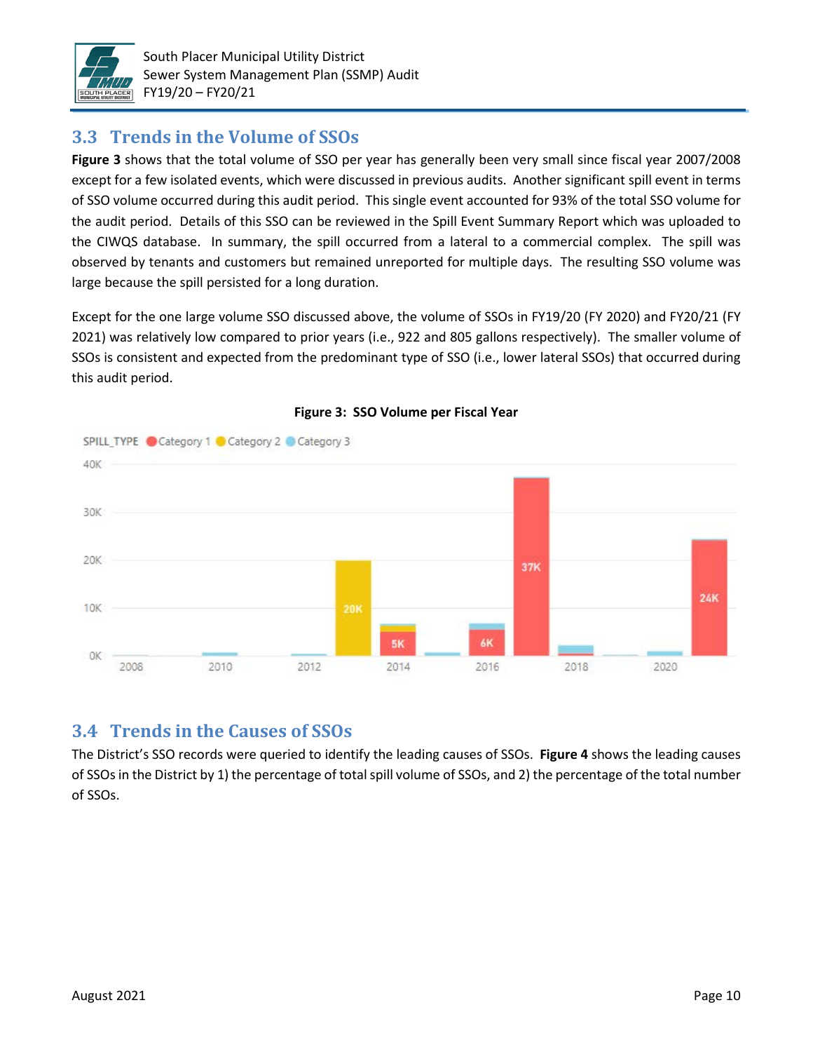## 3.3 Trends in the Volume of SSOs

**Figure 3** shows that the total volume of SSO per year has generally been very small since fiscal year 2007/2008 except for a few isolated events, which were discussed in previous audits. Another significant spill event in terms of SSO volume occurred during this audit period. This single event accounted for 93% of the total SSO volume for the audit period. Details of this SSO can be reviewed in the Spill Event Summary Report which was uploaded to the CIWQS database. In summary, the spill occurred from a lateral to a commercial complex. The spill was observed by tenants and customers but remained unreported for multiple days. The resulting SSO volume was large because the spill persisted for a long duration.

Except for the one large volume SSO discussed above, the volume of SSOs in FY19/20 (FY 2020) and FY20/21 (FY 2021) was relatively low compared to prior years (i.e., 922 and 805 gallons respectively). The smaller volume of SSOs is consistent and expected from the predominant type of SSO (i.e., lower lateral SSOs) that occurred during this audit period.

**Figure 3: SSO Volume per Fiscal Year**

## 3.4 Trends in the Causes of SSOs

The District's SSO records were queried to identify the leading causes of SSOs. **Figure 4** shows the leading causes of SSOs in the District by 1) the percentage of total spill volume of SSOs, and 2) the percentage of the total number of SSOs.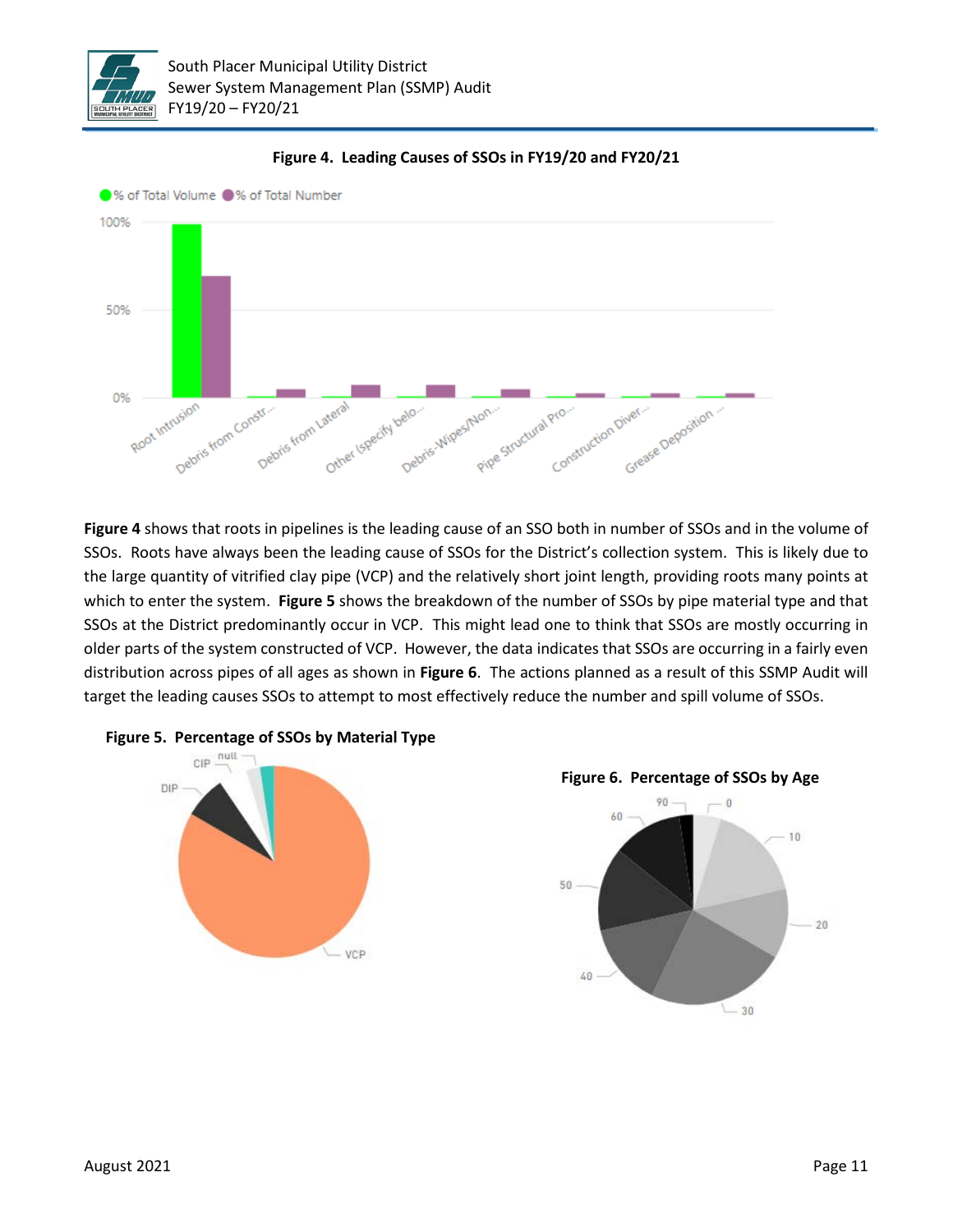**Figure 4. Leading Causes of SSOs in FY19/20 and FY20/21**

**Figure 4** shows that roots in pipelines is the leading cause of an SSO both in number of SSOs and in the volume of SSOs. Roots have always been the leading cause of SSOs for the District's collection system. This is likely due to the large quantity of vitrified clay pipe (VCP) and the relatively short joint length, providing roots many points at which to enter the system. **Figure 5** shows the breakdown of the number of SSOs by pipe material type and that SSOs at the District predominantly occur in VCP. This might lead one to think that SSOs are mostly occurring in older parts of the system constructed of VCP. However, the data indicates that SSOs are occurring in a fairly even distribution across pipes of all ages as shown in **Figure 6**. The actions planned as a result of this SSMP Audit will target the leading causes SSOs to attempt to most effectively reduce the number and spill volume of SSOs.

**Figure 5. Percentage of SSOs by Material Type**

**Figure 6. Percentage of SSOs by Age**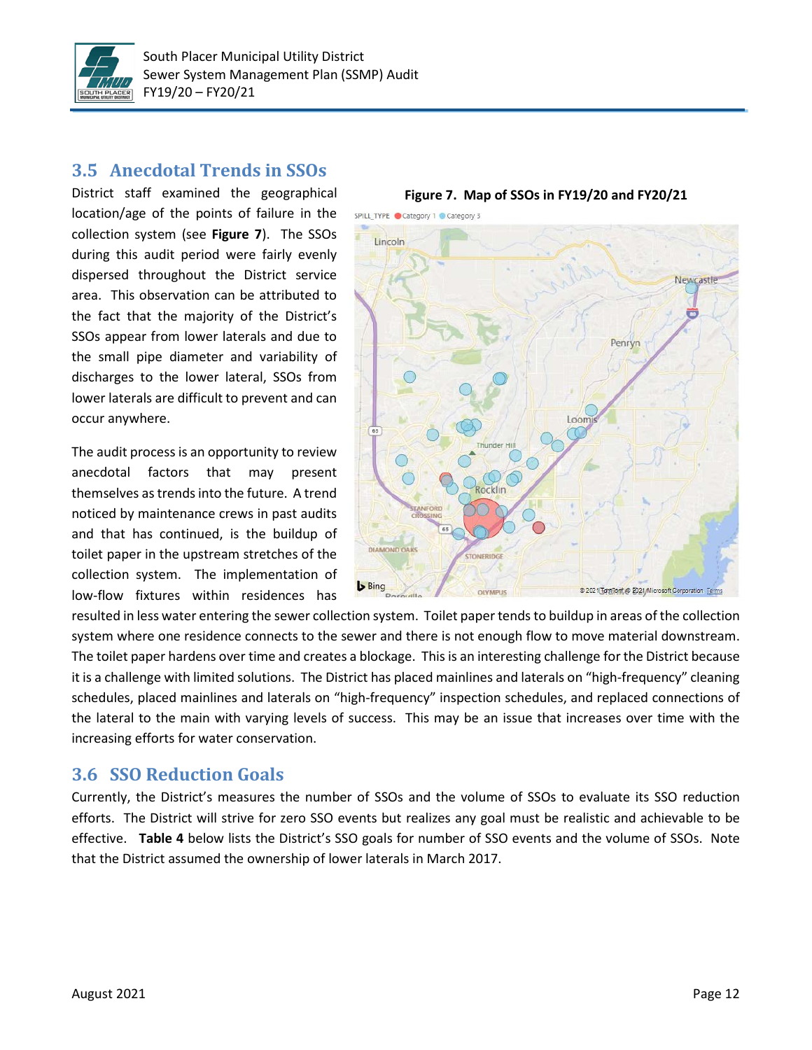## 3.5 Anecdotal Trends in SSOs

District staff examined the geographical location/age of the points of failure in the collection system (see **Figure 7**). The SSOs during this audit period were fairly evenly dispersed throughout the District service area. This observation can be attributed to the fact that the majority of the District's SSOs appear from lower laterals and due to the small pipe diameter and variability of discharges to the lower lateral, SSOs from lower laterals are difficult to prevent and can occur anywhere.

**Figure 7. Map of SSOs in FY19/20 and FY20/21**

The audit process is an opportunity to review anecdotal factors that may present themselves as trends into the future. A trend noticed by maintenance crews in past audits and that has continued, is the buildup of toilet paper in the upstream stretches of the collection system. The implementation of low-flow fixtures within residences has resulted in less water entering the sewer collection system. Toilet paper tends to buildup in areas of the collection system where one residence connects to the sewer and there is not enough flow to move material downstream. The toilet paper hardens over time and creates a blockage. This is an interesting challenge for the District because it is a challenge with limited solutions. The District has placed mainlines and laterals on "high-frequency" cleaning schedules, placed mainlines and laterals on "high-frequency" inspection schedules, and replaced connections of the lateral to the main with varying levels of success. This may be an issue that increases over time with the increasing efforts for water conservation.

## 3.6 SSO Reduction Goals

Currently, the District's measures the number of SSOs and the volume of SSOs to evaluate its SSO reduction efforts. The District will strive for zero SSO events but realizes any goal must be realistic and achievable to be effective. **Table 4** below lists the District's SSO goals for number of SSO events and the volume of SSOs. Note that the District assumed the ownership of lower laterals in March 2017.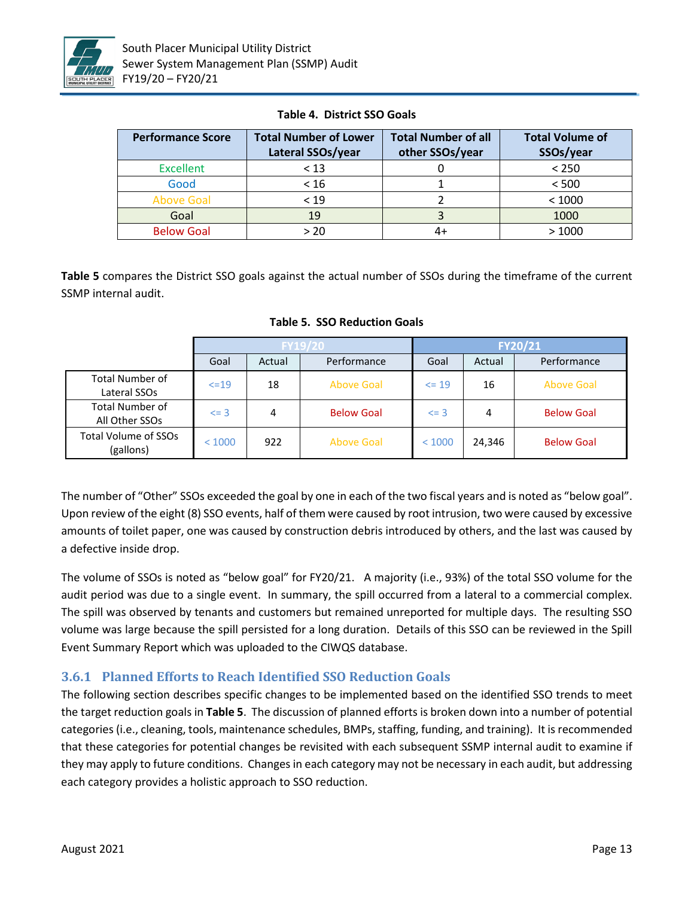**Table 4. District SSO Goals**

| Performance Score | Total Number of Lower Lateral SSOs/year | Total Number of all other SSOs/year | Total Volume of SSOs/year |
|---|---|---|---|
| Excellent | < 13 | 0 | < 250 |
| Good | < 16 | 1 | < 500 |
| Above Goal | < 19 | 2 | < 1000 |
| Goal | 19 | 3 | 1000 |
| Below Goal | > 20 | 4+ | > 1000 |

**Table 5** compares the District SSO goals against the actual number of SSOs during the timeframe of the current SSMP internal audit.

**Table 5. SSO Reduction Goals**

| | FY19/20 | | | FY20/21 | | |
|---|---|---|---|---|---|---|
| | Goal | Actual | Performance | Goal | Actual | Performance |
| Total Number of Lateral SSOs | <=19 | 18 | Above Goal | <= 19 | 16 | Above Goal |
| Total Number of All Other SSOs | <= 3 | 4 | Below Goal | <= 3 | 4 | Below Goal |
| Total Volume of SSOs (gallons) | < 1000 | 922 | Above Goal | < 1000 | 24,346 | Below Goal |

The number of "Other" SSOs exceeded the goal by one in each of the two fiscal years and is noted as "below goal". Upon review of the eight (8) SSO events, half of them were caused by root intrusion, two were caused by excessive amounts of toilet paper, one was caused by construction debris introduced by others, and the last was caused by a defective inside drop.

The volume of SSOs is noted as "below goal" for FY20/21. A majority (i.e., 93%) of the total SSO volume for the audit period was due to a single event. In summary, the spill occurred from a lateral to a commercial complex. The spill was observed by tenants and customers but remained unreported for multiple days. The resulting SSO volume was large because the spill persisted for a long duration. Details of this SSO can be reviewed in the Spill Event Summary Report which was uploaded to the CIWQS database.

### 3.6.1 Planned Efforts to Reach Identified SSO Reduction Goals

The following section describes specific changes to be implemented based on the identified SSO trends to meet the target reduction goals in **Table 5**. The discussion of planned efforts is broken down into a number of potential categories (i.e., cleaning, tools, maintenance schedules, BMPs, staffing, funding, and training). It is recommended that these categories for potential changes be revisited with each subsequent SSMP internal audit to examine if they may apply to future conditions. Changes in each category may not be necessary in each audit, but addressing each category provides a holistic approach to SSO reduction.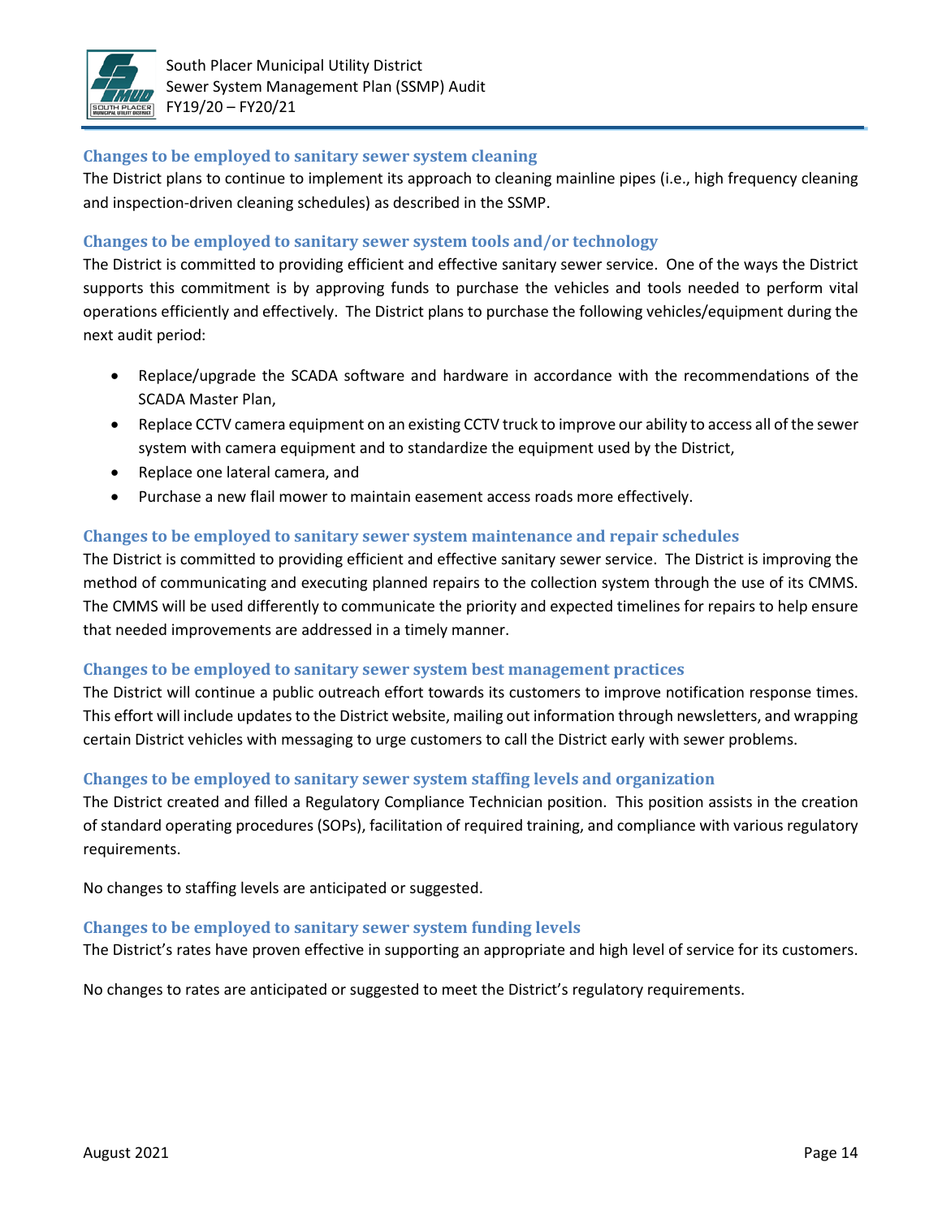### Changes to be employed to sanitary sewer system cleaning

The District plans to continue to implement its approach to cleaning mainline pipes (i.e., high frequency cleaning and inspection-driven cleaning schedules) as described in the SSMP.

### Changes to be employed to sanitary sewer system tools and/or technology

The District is committed to providing efficient and effective sanitary sewer service. One of the ways the District supports this commitment is by approving funds to purchase the vehicles and tools needed to perform vital operations efficiently and effectively. The District plans to purchase the following vehicles/equipment during the next audit period:

- Replace/upgrade the SCADA software and hardware in accordance with the recommendations of the SCADA Master Plan,
- Replace CCTV camera equipment on an existing CCTV truck to improve our ability to access all of the sewer system with camera equipment and to standardize the equipment used by the District,
- Replace one lateral camera, and
- Purchase a new flail mower to maintain easement access roads more effectively.

### Changes to be employed to sanitary sewer system maintenance and repair schedules

The District is committed to providing efficient and effective sanitary sewer service. The District is improving the method of communicating and executing planned repairs to the collection system through the use of its CMMS. The CMMS will be used differently to communicate the priority and expected timelines for repairs to help ensure that needed improvements are addressed in a timely manner.

### Changes to be employed to sanitary sewer system best management practices

The District will continue a public outreach effort towards its customers to improve notification response times. This effort will include updates to the District website, mailing out information through newsletters, and wrapping certain District vehicles with messaging to urge customers to call the District early with sewer problems.

### Changes to be employed to sanitary sewer system staffing levels and organization

The District created and filled a Regulatory Compliance Technician position. This position assists in the creation of standard operating procedures (SOPs), facilitation of required training, and compliance with various regulatory requirements.

No changes to staffing levels are anticipated or suggested.

### Changes to be employed to sanitary sewer system funding levels

The District's rates have proven effective in supporting an appropriate and high level of service for its customers.

No changes to rates are anticipated or suggested to meet the District's regulatory requirements.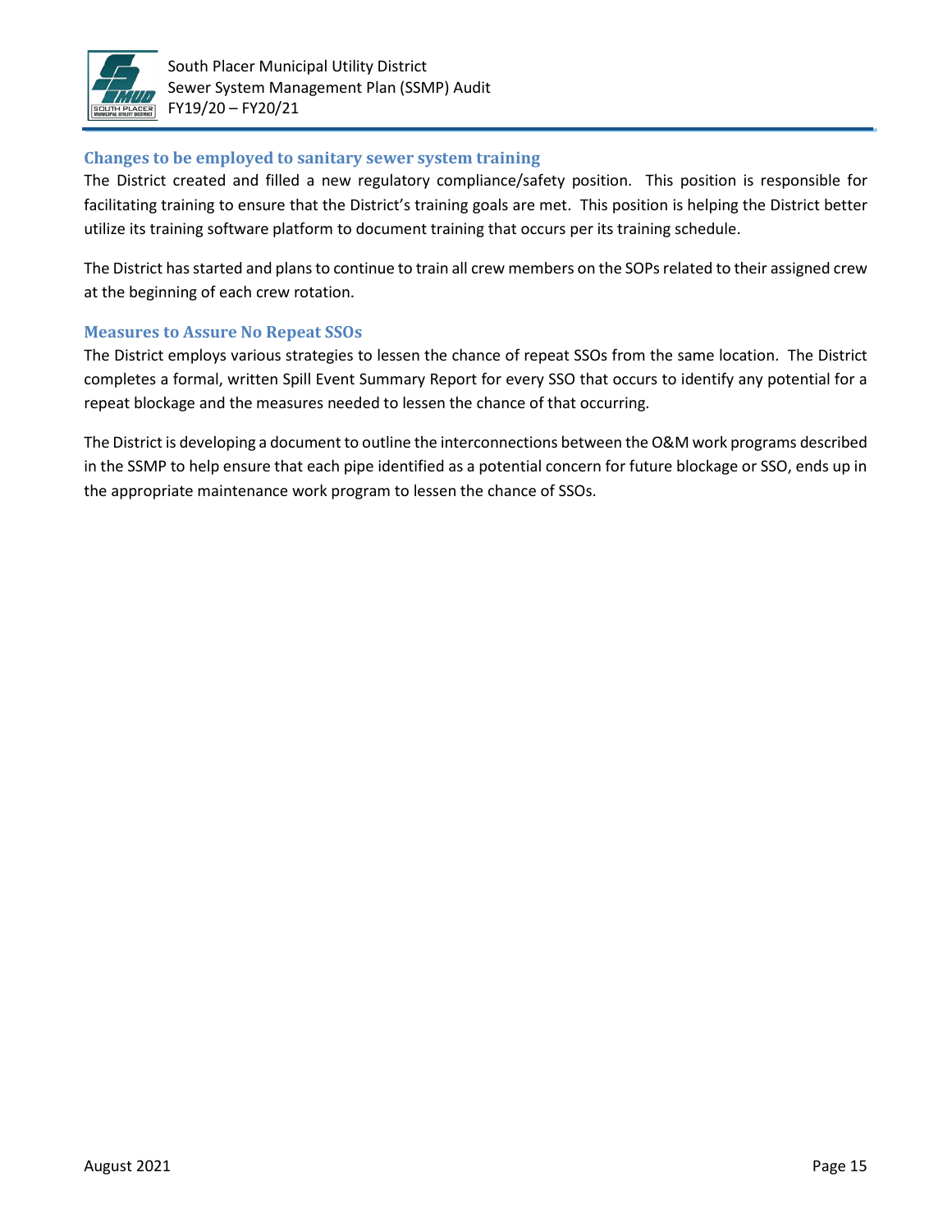### Changes to be employed to sanitary sewer system training

The District created and filled a new regulatory compliance/safety position. This position is responsible for facilitating training to ensure that the District's training goals are met. This position is helping the District better utilize its training software platform to document training that occurs per its training schedule.

The District has started and plans to continue to train all crew members on the SOPs related to their assigned crew at the beginning of each crew rotation.

### Measures to Assure No Repeat SSOs

The District employs various strategies to lessen the chance of repeat SSOs from the same location. The District completes a formal, written Spill Event Summary Report for every SSO that occurs to identify any potential for a repeat blockage and the measures needed to lessen the chance of that occurring.

The District is developing a document to outline the interconnections between the O&M work programs described in the SSMP to help ensure that each pipe identified as a potential concern for future blockage or SSO, ends up in the appropriate maintenance work program to lessen the chance of SSOs.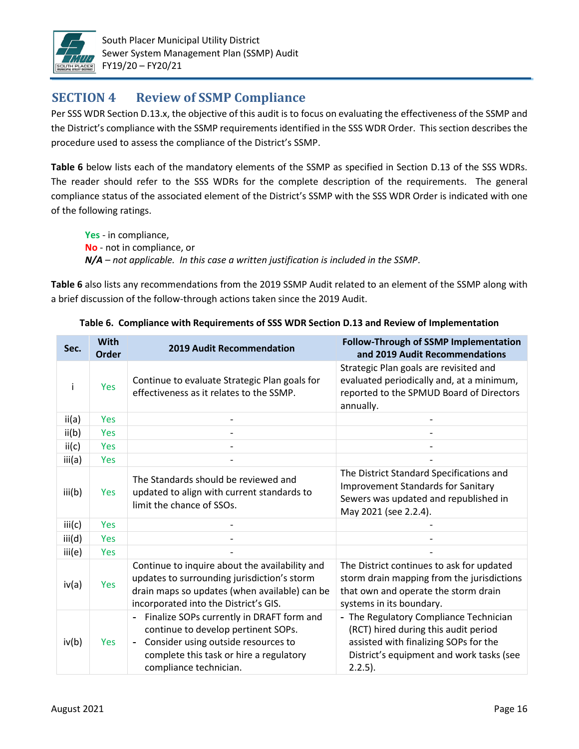# SECTION 4 Review of SSMP Compliance

Per SSS WDR Section D.13.x, the objective of this audit is to focus on evaluating the effectiveness of the SSMP and the District's compliance with the SSMP requirements identified in the SSS WDR Order. This section describes the procedure used to assess the compliance of the District's SSMP.

**Table 6** below lists each of the mandatory elements of the SSMP as specified in Section D.13 of the SSS WDRs. The reader should refer to the SSS WDRs for the complete description of the requirements. The general compliance status of the associated element of the District's SSMP with the SSS WDR Order is indicated with one of the following ratings.

> **Yes** - in compliance,
> **No** - not in compliance, or
> ***N/A*** *– not applicable. In this case a written justification is included in the SSMP*.

**Table 6** also lists any recommendations from the 2019 SSMP Audit related to an element of the SSMP along with a brief discussion of the follow-through actions taken since the 2019 Audit.

**Table 6. Compliance with Requirements of SSS WDR Section D.13 and Review of Implementation**

| Sec. | With Order | 2019 Audit Recommendation | Follow-Through of SSMP Implementation and 2019 Audit Recommendations |
|---|---|---|---|
| i | Yes | Continue to evaluate Strategic Plan goals for effectiveness as it relates to the SSMP. | Strategic Plan goals are revisited and evaluated periodically and, at a minimum, reported to the SPMUD Board of Directors annually. |
| ii(a) | Yes | - | - |
| ii(b) | Yes | - | - |
| ii(c) | Yes | - | - |
| iii(a) | Yes | - | - |
| iii(b) | Yes | The Standards should be reviewed and updated to align with current standards to limit the chance of SSOs. | The District Standard Specifications and Improvement Standards for Sanitary Sewers was updated and republished in May 2021 (see 2.2.4). |
| iii(c) | Yes | - | - |
| iii(d) | Yes | - | - |
| iii(e) | Yes | - | - |
| iv(a) | Yes | Continue to inquire about the availability and updates to surrounding jurisdiction's storm drain maps so updates (when available) can be incorporated into the District's GIS. | The District continues to ask for updated storm drain mapping from the jurisdictions that own and operate the storm drain systems in its boundary. |
| iv(b) | Yes | - Finalize SOPs currently in DRAFT form and continue to develop pertinent SOPs.<br>- Consider using outside resources to complete this task or hire a regulatory compliance technician. | - The Regulatory Compliance Technician (RCT) hired during this audit period assisted with finalizing SOPs for the District's equipment and work tasks (see 2.2.5). |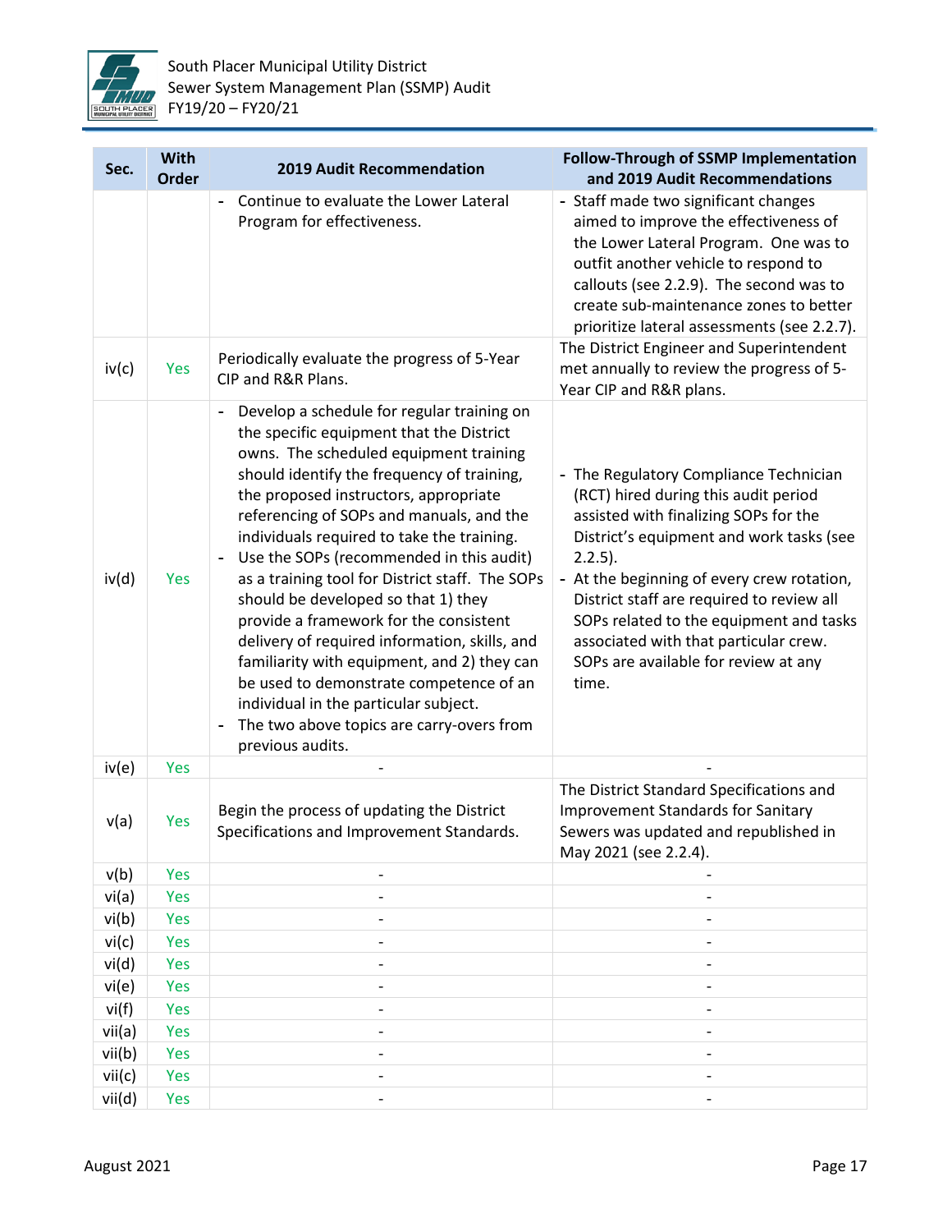| Sec. | With Order | 2019 Audit Recommendation | Follow-Through of SSMP Implementation and 2019 Audit Recommendations |
|---|---|---|---|
| | | - Continue to evaluate the Lower Lateral Program for effectiveness. | - Staff made two significant changes aimed to improve the effectiveness of the Lower Lateral Program. One was to outfit another vehicle to respond to callouts (see 2.2.9). The second was to create sub-maintenance zones to better prioritize lateral assessments (see 2.2.7). |
| iv(c) | Yes | Periodically evaluate the progress of 5-Year CIP and R&R Plans. | The District Engineer and Superintendent met annually to review the progress of 5-Year CIP and R&R plans. |
| iv(d) | Yes | - Develop a schedule for regular training on the specific equipment that the District owns. The scheduled equipment training should identify the frequency of training, the proposed instructors, appropriate referencing of SOPs and manuals, and the individuals required to take the training.<br>- Use the SOPs (recommended in this audit) as a training tool for District staff. The SOPs should be developed so that 1) they provide a framework for the consistent delivery of required information, skills, and familiarity with equipment, and 2) they can be used to demonstrate competence of an individual in the particular subject.<br>- The two above topics are carry-overs from previous audits. | - The Regulatory Compliance Technician (RCT) hired during this audit period assisted with finalizing SOPs for the District's equipment and work tasks (see 2.2.5).<br>- At the beginning of every crew rotation, District staff are required to review all SOPs related to the equipment and tasks associated with that particular crew. SOPs are available for review at any time. |
| iv(e) | Yes | - | - |
| v(a) | Yes | Begin the process of updating the District Specifications and Improvement Standards. | The District Standard Specifications and Improvement Standards for Sanitary Sewers was updated and republished in May 2021 (see 2.2.4). |
| v(b) | Yes | - | - |
| vi(a) | Yes | - | - |
| vi(b) | Yes | - | - |
| vi(c) | Yes | - | - |
| vi(d) | Yes | - | - |
| vi(e) | Yes | - | - |
| vi(f) | Yes | - | - |
| vii(a) | Yes | - | - |
| vii(b) | Yes | - | - |
| vii(c) | Yes | - | - |
| vii(d) | Yes | - | - |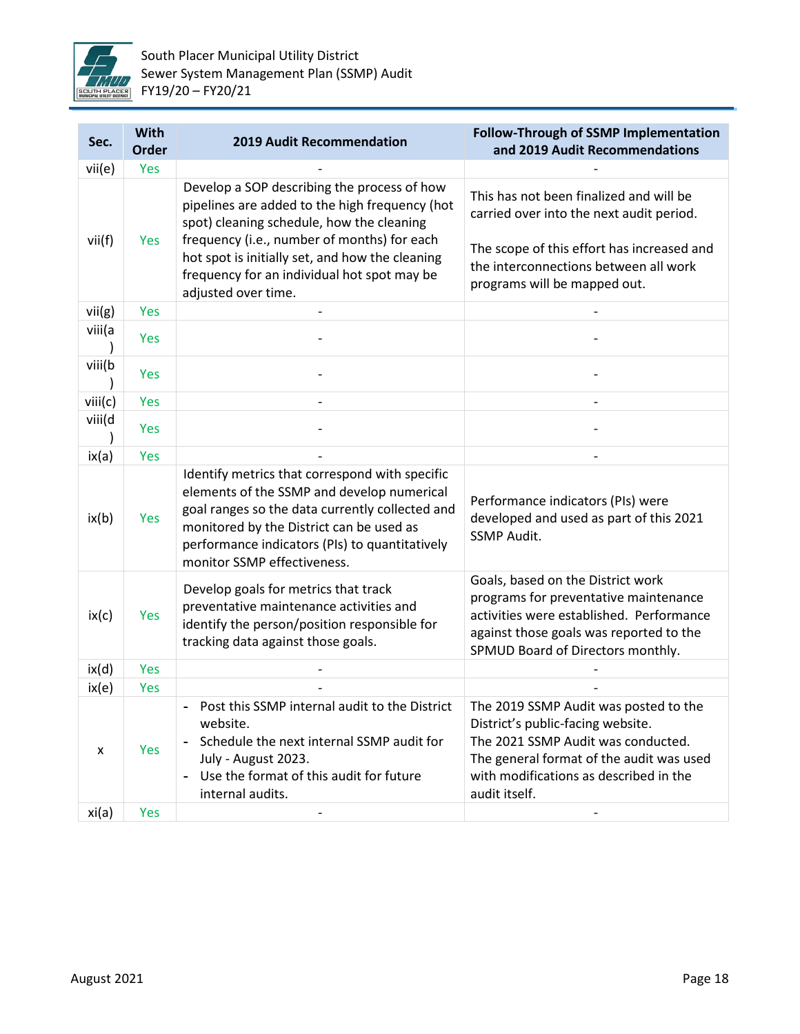| Sec. | With Order | 2019 Audit Recommendation | Follow-Through of SSMP Implementation and 2019 Audit Recommendations |
|---|---|---|---|
| vii(e) | Yes | - | - |
| vii(f) | Yes | Develop a SOP describing the process of how pipelines are added to the high frequency (hot spot) cleaning schedule, how the cleaning frequency (i.e., number of months) for each hot spot is initially set, and how the cleaning frequency for an individual hot spot may be adjusted over time. | This has not been finalized and will be carried over into the next audit period.<br><br>The scope of this effort has increased and the interconnections between all work programs will be mapped out. |
| vii(g) | Yes | - | - |
| viii(a) | Yes | - | - |
| viii(b) | Yes | - | - |
| viii(c) | Yes | - | - |
| viii(d) | Yes | - | - |
| ix(a) | Yes | - | - |
| ix(b) | Yes | Identify metrics that correspond with specific elements of the SSMP and develop numerical goal ranges so the data currently collected and monitored by the District can be used as performance indicators (PIs) to quantitatively monitor SSMP effectiveness. | Performance indicators (PIs) were developed and used as part of this 2021 SSMP Audit. |
| ix(c) | Yes | Develop goals for metrics that track preventative maintenance activities and identify the person/position responsible for tracking data against those goals. | Goals, based on the District work programs for preventative maintenance activities were established. Performance against those goals was reported to the SPMUD Board of Directors monthly. |
| ix(d) | Yes | - | - |
| ix(e) | Yes | - | - |
| x | Yes | - Post this SSMP internal audit to the District website.<br>- Schedule the next internal SSMP audit for July - August 2023.<br>- Use the format of this audit for future internal audits. | The 2019 SSMP Audit was posted to the District's public-facing website.<br>The 2021 SSMP Audit was conducted.<br>The general format of the audit was used with modifications as described in the audit itself. |
| xi(a) | Yes | - | - |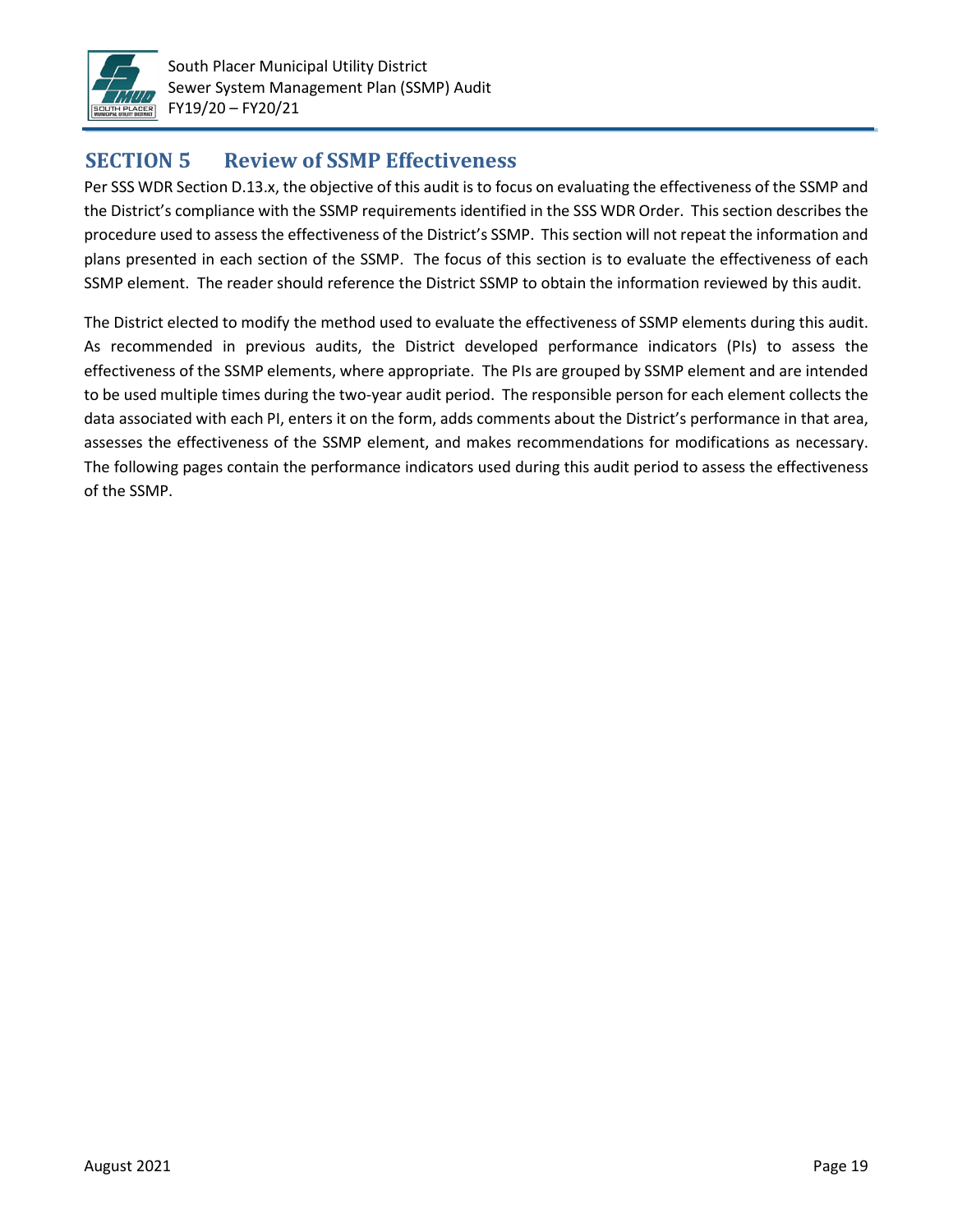# SECTION 5 Review of SSMP Effectiveness

Per SSS WDR Section D.13.x, the objective of this audit is to focus on evaluating the effectiveness of the SSMP and the District's compliance with the SSMP requirements identified in the SSS WDR Order. This section describes the procedure used to assess the effectiveness of the District's SSMP. This section will not repeat the information and plans presented in each section of the SSMP. The focus of this section is to evaluate the effectiveness of each SSMP element. The reader should reference the District SSMP to obtain the information reviewed by this audit.

The District elected to modify the method used to evaluate the effectiveness of SSMP elements during this audit. As recommended in previous audits, the District developed performance indicators (PIs) to assess the effectiveness of the SSMP elements, where appropriate. The PIs are grouped by SSMP element and are intended to be used multiple times during the two-year audit period. The responsible person for each element collects the data associated with each PI, enters it on the form, adds comments about the District's performance in that area, assesses the effectiveness of the SSMP element, and makes recommendations for modifications as necessary. The following pages contain the performance indicators used during this audit period to assess the effectiveness of the SSMP.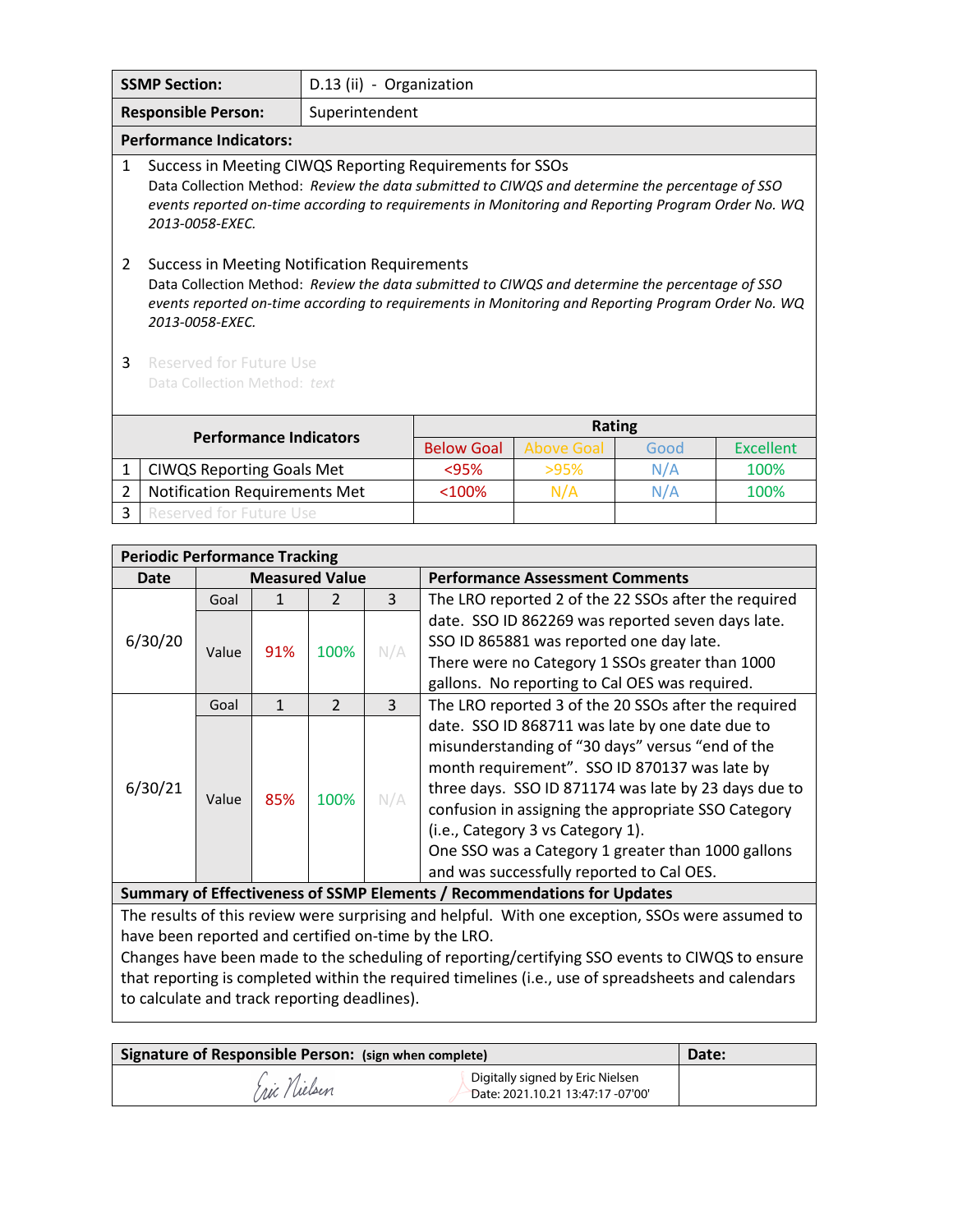| SSMP Section: | D.13 (ii) - Organization |
|---|---|
| Responsible Person: | Superintendent |

**Performance Indicators:**

1 Success in Meeting CIWQS Reporting Requirements for SSOs
Data Collection Method: *Review the data submitted to CIWQS and determine the percentage of SSO events reported on-time according to requirements in Monitoring and Reporting Program Order No. WQ 2013-0058-EXEC.*

2 Success in Meeting Notification Requirements
Data Collection Method: *Review the data submitted to CIWQS and determine the percentage of SSO events reported on-time according to requirements in Monitoring and Reporting Program Order No. WQ 2013-0058-EXEC.*

3 Reserved for Future Use
Data Collection Method: *text*

| | Performance Indicators | Rating | | | |
|---|---|---|---|---|---|
| | | Below Goal | Above Goal | Good | Excellent |
| 1 | CIWQS Reporting Goals Met | <95% | >95% | N/A | 100% |
| 2 | Notification Requirements Met | <100% | N/A | N/A | 100% |
| 3 | Reserved for Future Use | | | | |

**Periodic Performance Tracking**

| Date | Measured Value | | | | Performance Assessment Comments |
|---|---|---|---|---|---|
| 6/30/20 | Goal | 1 | 2 | 3 | The LRO reported 2 of the 22 SSOs after the required date. SSO ID 862269 was reported seven days late. SSO ID 865881 was reported one day late. There were no Category 1 SSOs greater than 1000 gallons. No reporting to Cal OES was required. |
| | Value | 91% | 100% | N/A | |
| 6/30/21 | Goal | 1 | 2 | 3 | The LRO reported 3 of the 20 SSOs after the required date. SSO ID 868711 was late by one date due to misunderstanding of "30 days" versus "end of the month requirement". SSO ID 870137 was late by three days. SSO ID 871174 was late by 23 days due to confusion in assigning the appropriate SSO Category (i.e., Category 3 vs Category 1). One SSO was a Category 1 greater than 1000 gallons and was successfully reported to Cal OES. |
| | Value | 85% | 100% | N/A | |

**Summary of Effectiveness of SSMP Elements / Recommendations for Updates**

The results of this review were surprising and helpful. With one exception, SSOs were assumed to have been reported and certified on-time by the LRO.
Changes have been made to the scheduling of reporting/certifying SSO events to CIWQS to ensure that reporting is completed within the required timelines (i.e., use of spreadsheets and calendars to calculate and track reporting deadlines).

| Signature of Responsible Person: (sign when complete) | Date: |
|---|---|
| Eric Nielsen — Digitally signed by Eric Nielsen Date: 2021.10.21 13:47:17 -07'00' | |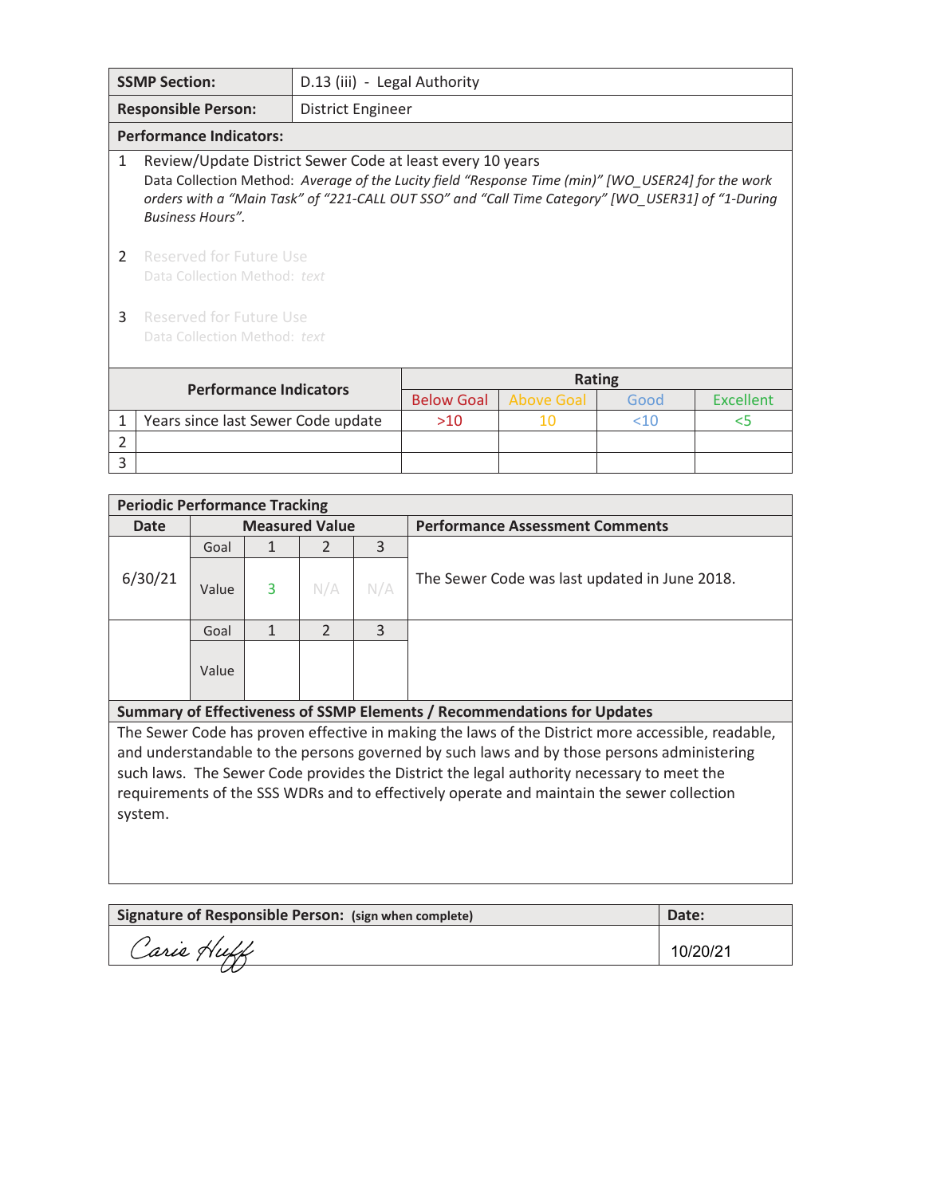| **SSMP Section:** | D.13 (iii) - Legal Authority |
|---|---|
| **Responsible Person:** | District Engineer |

**Performance Indicators:**

1 Review/Update District Sewer Code at least every 10 years
Data Collection Method: *Average of the Lucity field "Response Time (min)" [WO_USER24] for the work orders with a "Main Task" of "221-CALL OUT SSO" and "Call Time Category" [WO_USER31] of "1-During Business Hours".*

2 Reserved for Future Use
Data Collection Method: *text*

3 Reserved for Future Use
Data Collection Method: *text*

| | Performance Indicators | Rating | | | |
|---|---|---|---|---|---|
| | | Below Goal | Above Goal | Good | Excellent |
| 1 | Years since last Sewer Code update | >10 | 10 | <10 | <5 |
| 2 | | | | | |
| 3 | | | | | |

**Periodic Performance Tracking**

| Date | Measured Value | | | | Performance Assessment Comments |
|---|---|---|---|---|---|
| 6/30/21 | Goal | 1 | 2 | 3 | The Sewer Code was last updated in June 2018. |
| | Value | 3 | N/A | N/A | |
| | Goal | 1 | 2 | 3 | |
| | Value | | | | |

**Summary of Effectiveness of SSMP Elements / Recommendations for Updates**

The Sewer Code has proven effective in making the laws of the District more accessible, readable, and understandable to the persons governed by such laws and by those persons administering such laws. The Sewer Code provides the District the legal authority necessary to meet the requirements of the SSS WDRs and to effectively operate and maintain the sewer collection system.

| **Signature of Responsible Person:** (sign when complete) | **Date:** |
|---|---|
| Carie Huff | 10/20/21 |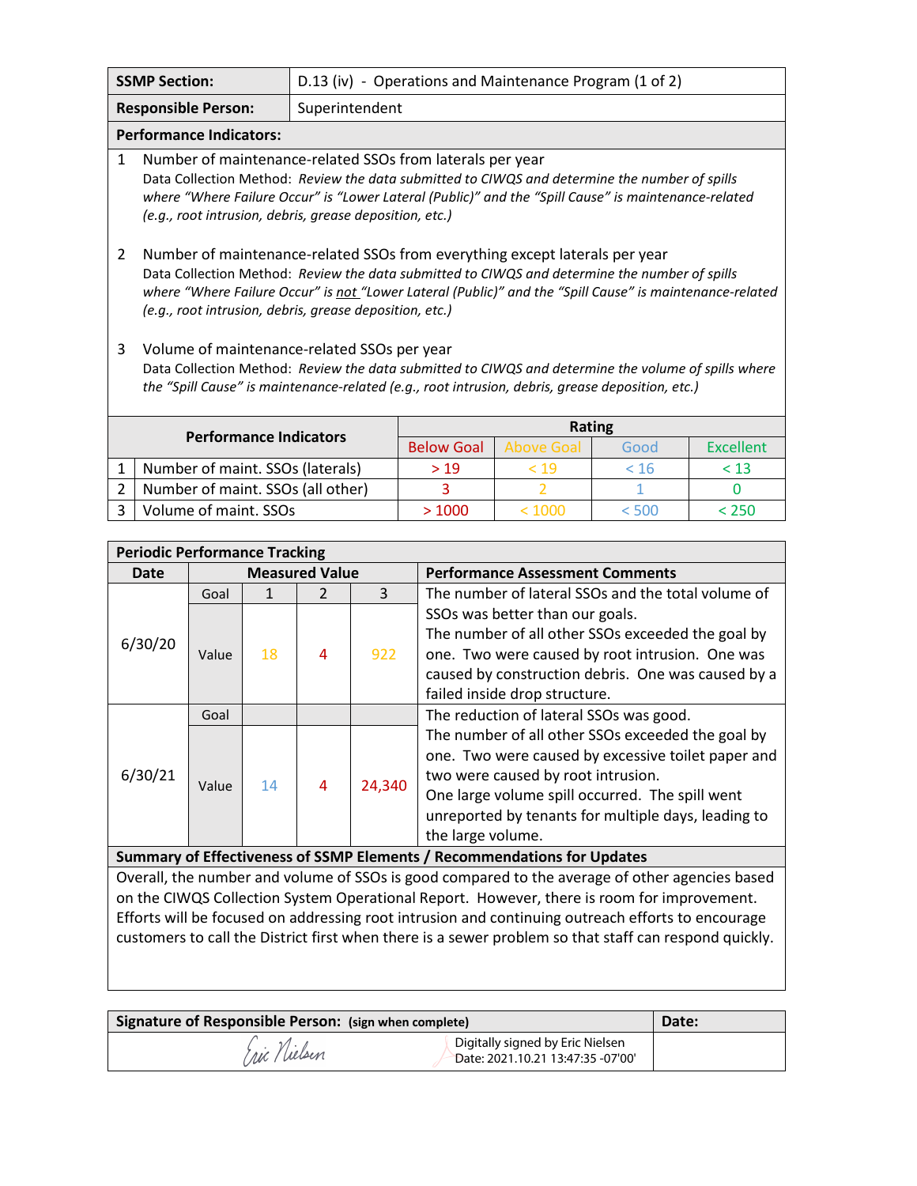| **SSMP Section:** | D.13 (iv) - Operations and Maintenance Program (1 of 2) |
|---|---|
| **Responsible Person:** | Superintendent |

**Performance Indicators:**

1. Number of maintenance-related SSOs from laterals per year
   Data Collection Method: *Review the data submitted to CIWQS and determine the number of spills where "Where Failure Occur" is "Lower Lateral (Public)" and the "Spill Cause" is maintenance-related (e.g., root intrusion, debris, grease deposition, etc.)*

2. Number of maintenance-related SSOs from everything except laterals per year
   Data Collection Method: *Review the data submitted to CIWQS and determine the number of spills where "Where Failure Occur" is not "Lower Lateral (Public)" and the "Spill Cause" is maintenance-related (e.g., root intrusion, debris, grease deposition, etc.)*

3. Volume of maintenance-related SSOs per year
   Data Collection Method: *Review the data submitted to CIWQS and determine the volume of spills where the "Spill Cause" is maintenance-related (e.g., root intrusion, debris, grease deposition, etc.)*

| | **Performance Indicators** | **Rating** | | | |
|---|---|---|---|---|---|
| | | Below Goal | Above Goal | Good | Excellent |
| 1 | Number of maint. SSOs (laterals) | > 19 | < 19 | < 16 | < 13 |
| 2 | Number of maint. SSOs (all other) | 3 | 2 | 1 | 0 |
| 3 | Volume of maint. SSOs | > 1000 | < 1000 | < 500 | < 250 |

| **Periodic Performance Tracking** | | | | | |
|---|---|---|---|---|---|
| **Date** | **Measured Value** | | | | **Performance Assessment Comments** |
| 6/30/20 | Goal | 1 | 2 | 3 | The number of lateral SSOs and the total volume of SSOs was better than our goals. The number of all other SSOs exceeded the goal by one. Two were caused by root intrusion. One was caused by construction debris. One was caused by a failed inside drop structure. |
| | Value | 18 | 4 | 922 | |
| 6/30/21 | Goal | | | | The reduction of lateral SSOs was good. The number of all other SSOs exceeded the goal by one. Two were caused by excessive toilet paper and two were caused by root intrusion. One large volume spill occurred. The spill went unreported by tenants for multiple days, leading to the large volume. |
| | Value | 14 | 4 | 24,340 | |

**Summary of Effectiveness of SSMP Elements / Recommendations for Updates**

Overall, the number and volume of SSOs is good compared to the average of other agencies based on the CIWQS Collection System Operational Report. However, there is room for improvement. Efforts will be focused on addressing root intrusion and continuing outreach efforts to encourage customers to call the District first when there is a sewer problem so that staff can respond quickly.

| **Signature of Responsible Person:** (sign when complete) | **Date:** |
|---|---|
| Eric Nielsen — Digitally signed by Eric Nielsen Date: 2021.10.21 13:47:35 -07'00' | |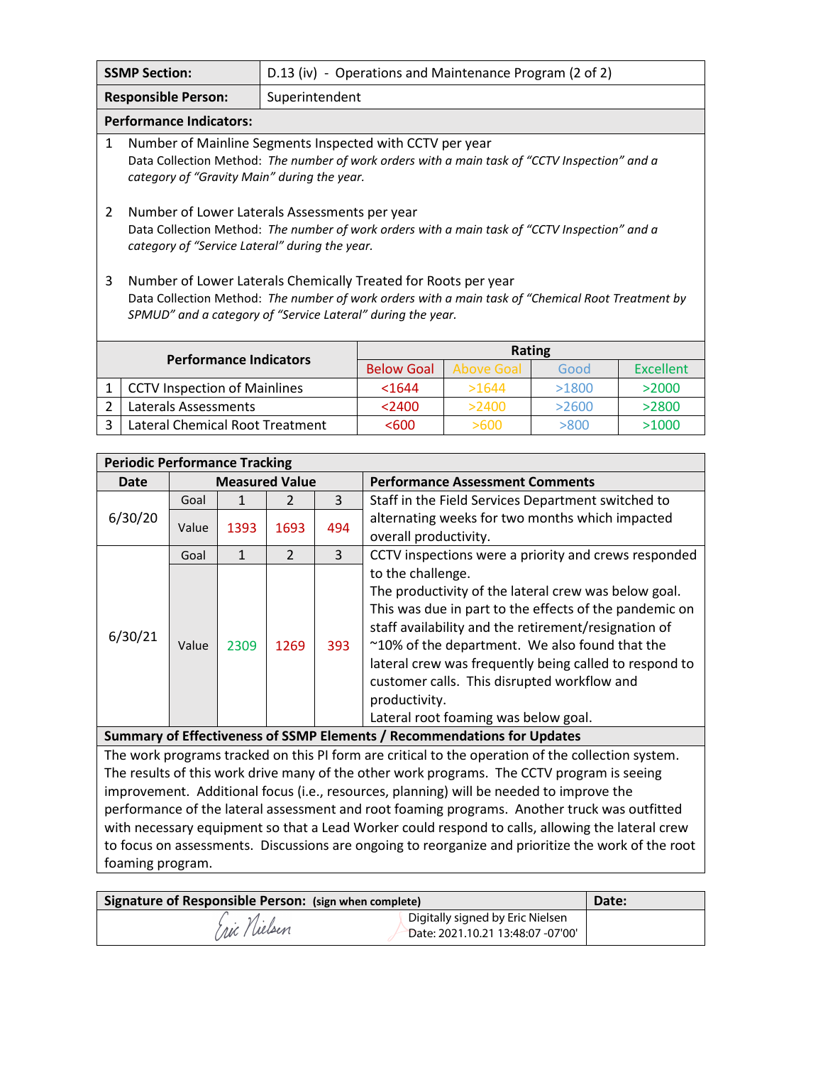| **SSMP Section:** | D.13 (iv) - Operations and Maintenance Program (2 of 2) |
|---|---|
| **Responsible Person:** | Superintendent |

**Performance Indicators:**

1. Number of Mainline Segments Inspected with CCTV per year
   Data Collection Method: *The number of work orders with a main task of "CCTV Inspection" and a category of "Gravity Main" during the year.*

2. Number of Lower Laterals Assessments per year
   Data Collection Method: *The number of work orders with a main task of "CCTV Inspection" and a category of "Service Lateral" during the year.*

3. Number of Lower Laterals Chemically Treated for Roots per year
   Data Collection Method: *The number of work orders with a main task of "Chemical Root Treatment by SPMUD" and a category of "Service Lateral" during the year.*

| | Performance Indicators | Rating | | | |
|---|---|---|---|---|---|
| | | Below Goal | Above Goal | Good | Excellent |
| 1 | CCTV Inspection of Mainlines | <1644 | >1644 | >1800 | >2000 |
| 2 | Laterals Assessments | <2400 | >2400 | >2600 | >2800 |
| 3 | Lateral Chemical Root Treatment | <600 | >600 | >800 | >1000 |

**Periodic Performance Tracking**

| Date | Measured Value | | | | Performance Assessment Comments |
|---|---|---|---|---|---|
| 6/30/20 | Goal | 1 | 2 | 3 | Staff in the Field Services Department switched to alternating weeks for two months which impacted overall productivity. |
| | Value | 1393 | 1693 | 494 | |
| 6/30/21 | Goal | 1 | 2 | 3 | CCTV inspections were a priority and crews responded to the challenge.<br>The productivity of the lateral crew was below goal. This was due in part to the effects of the pandemic on staff availability and the retirement/resignation of ~10% of the department. We also found that the lateral crew was frequently being called to respond to customer calls. This disrupted workflow and productivity.<br>Lateral root foaming was below goal. |
| | Value | 2309 | 1269 | 393 | |

**Summary of Effectiveness of SSMP Elements / Recommendations for Updates**

The work programs tracked on this PI form are critical to the operation of the collection system. The results of this work drive many of the other work programs. The CCTV program is seeing improvement. Additional focus (i.e., resources, planning) will be needed to improve the performance of the lateral assessment and root foaming programs. Another truck was outfitted with necessary equipment so that a Lead Worker could respond to calls, allowing the lateral crew to focus on assessments. Discussions are ongoing to reorganize and prioritize the work of the root foaming program.

| **Signature of Responsible Person:** (sign when complete) | **Date:** |
|---|---|
| Eric Nielsen — Digitally signed by Eric Nielsen Date: 2021.10.21 13:48:07 -07'00' | |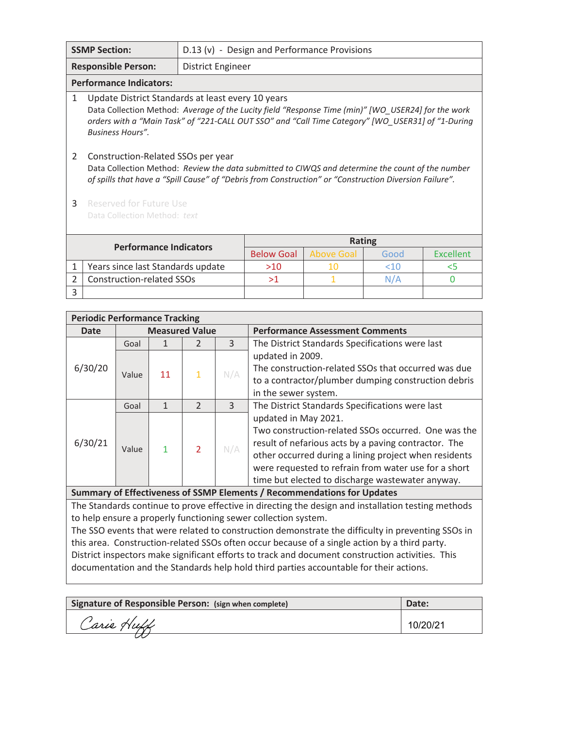| | |
|---|---|
| **SSMP Section:** | D.13 (v) - Design and Performance Provisions |
| **Responsible Person:** | District Engineer |

**Performance Indicators:**

1. Update District Standards at least every 10 years
   Data Collection Method: *Average of the Lucity field "Response Time (min)" [WO_USER24] for the work orders with a "Main Task" of "221-CALL OUT SSO" and "Call Time Category" [WO_USER31] of "1-During Business Hours".*

2. Construction-Related SSOs per year
   Data Collection Method: *Review the data submitted to CIWQS and determine the count of the number of spills that have a "Spill Cause" of "Debris from Construction" or "Construction Diversion Failure".*

3. Reserved for Future Use
   Data Collection Method: *text*

| | Performance Indicators | Rating | | | |
|---|---|---|---|---|---|
| | | Below Goal | Above Goal | Good | Excellent |
| 1 | Years since last Standards update | >10 | 10 | <10 | <5 |
| 2 | Construction-related SSOs | >1 | 1 | N/A | 0 |
| 3 | | | | | |

**Periodic Performance Tracking**

| Date | Measured Value | | | | Performance Assessment Comments |
|---|---|---|---|---|---|
| 6/30/20 | Goal | 1 | 2 | 3 | The District Standards Specifications were last updated in 2009. The construction-related SSOs that occurred was due to a contractor/plumber dumping construction debris in the sewer system. |
| | Value | 11 | 1 | N/A | |
| 6/30/21 | Goal | 1 | 2 | 3 | The District Standards Specifications were last updated in May 2021. Two construction-related SSOs occurred. One was the result of nefarious acts by a paving contractor. The other occurred during a lining project when residents were requested to refrain from water use for a short time but elected to discharge wastewater anyway. |
| | Value | 1 | 2 | N/A | |

**Summary of Effectiveness of SSMP Elements / Recommendations for Updates**

The Standards continue to prove effective in directing the design and installation testing methods to help ensure a properly functioning sewer collection system.
The SSO events that were related to construction demonstrate the difficulty in preventing SSOs in this area. Construction-related SSOs often occur because of a single action by a third party. District inspectors make significant efforts to track and document construction activities. This documentation and the Standards help hold third parties accountable for their actions.

| Signature of Responsible Person: (sign when complete) | Date: |
|---|---|
| Carie Huff | 10/20/21 |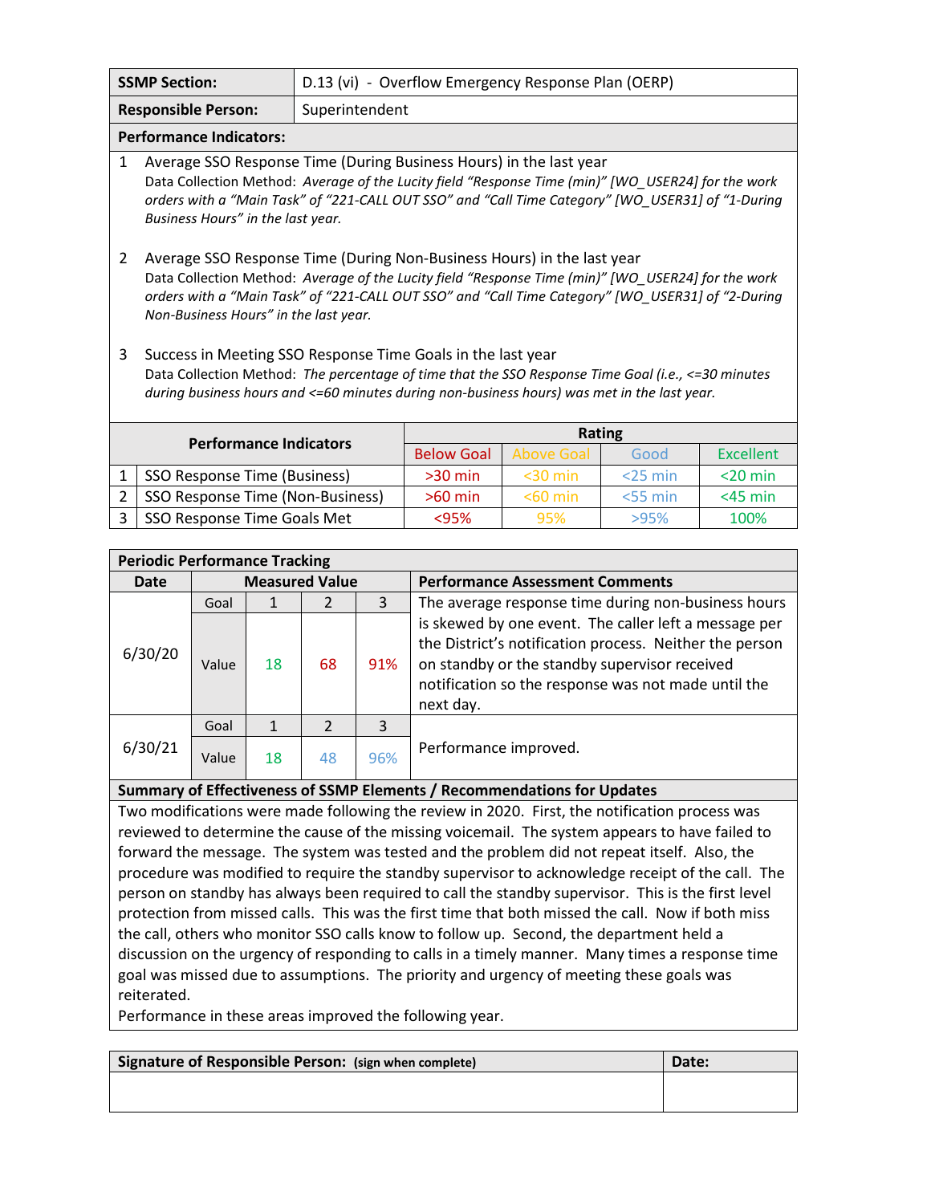| **SSMP Section:** | D.13 (vi) - Overflow Emergency Response Plan (OERP) |
|---|---|
| **Responsible Person:** | Superintendent |

**Performance Indicators:**

1. Average SSO Response Time (During Business Hours) in the last year
   Data Collection Method: *Average of the Lucity field "Response Time (min)" [WO_USER24] for the work orders with a "Main Task" of "221-CALL OUT SSO" and "Call Time Category" [WO_USER31] of "1-During Business Hours" in the last year.*

2. Average SSO Response Time (During Non-Business Hours) in the last year
   Data Collection Method: *Average of the Lucity field "Response Time (min)" [WO_USER24] for the work orders with a "Main Task" of "221-CALL OUT SSO" and "Call Time Category" [WO_USER31] of "2-During Non-Business Hours" in the last year.*

3. Success in Meeting SSO Response Time Goals in the last year
   Data Collection Method: *The percentage of time that the SSO Response Time Goal (i.e., <=30 minutes during business hours and <=60 minutes during non-business hours) was met in the last year.*

| | Performance Indicators | Rating | | | |
|---|---|---|---|---|---|
| | | Below Goal | Above Goal | Good | Excellent |
| 1 | SSO Response Time (Business) | >30 min | <30 min | <25 min | <20 min |
| 2 | SSO Response Time (Non-Business) | >60 min | <60 min | <55 min | <45 min |
| 3 | SSO Response Time Goals Met | <95% | 95% | >95% | 100% |

**Periodic Performance Tracking**

| Date | Measured Value | | | | Performance Assessment Comments |
|---|---|---|---|---|---|
| 6/30/20 | Goal | 1 | 2 | 3 | The average response time during non-business hours is skewed by one event. The caller left a message per the District's notification process. Neither the person on standby or the standby supervisor received notification so the response was not made until the next day. |
| | Value | 18 | 68 | 91% | |
| 6/30/21 | Goal | 1 | 2 | 3 | Performance improved. |
| | Value | 18 | 48 | 96% | |

**Summary of Effectiveness of SSMP Elements / Recommendations for Updates**

Two modifications were made following the review in 2020. First, the notification process was reviewed to determine the cause of the missing voicemail. The system appears to have failed to forward the message. The system was tested and the problem did not repeat itself. Also, the procedure was modified to require the standby supervisor to acknowledge receipt of the call. The person on standby has always been required to call the standby supervisor. This is the first level protection from missed calls. This was the first time that both missed the call. Now if both miss the call, others who monitor SSO calls know to follow up. Second, the department held a discussion on the urgency of responding to calls in a timely manner. Many times a response time goal was missed due to assumptions. The priority and urgency of meeting these goals was reiterated.

Performance in these areas improved the following year.

| **Signature of Responsible Person:** (sign when complete) | **Date:** |
|---|---|
| | |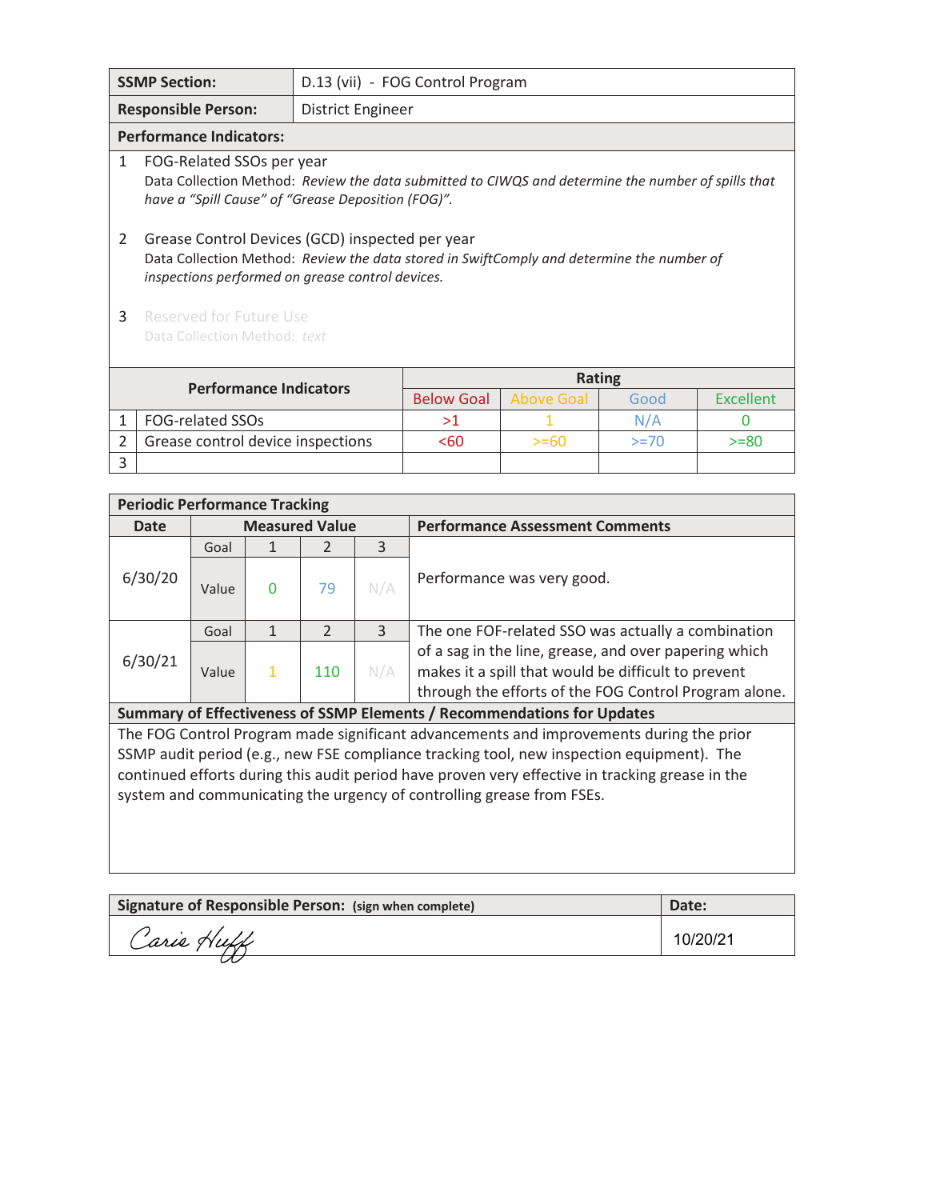| SSMP Section: | D.13 (vii) - FOG Control Program |
|---|---|
| **Responsible Person:** | District Engineer |

**Performance Indicators:**

1 FOG-Related SSOs per year
Data Collection Method: *Review the data submitted to CIWQS and determine the number of spills that have a "Spill Cause" of "Grease Deposition (FOG)".*

2 Grease Control Devices (GCD) inspected per year
Data Collection Method: *Review the data stored in SwiftComply and determine the number of inspections performed on grease control devices.*

3 Reserved for Future Use
Data Collection Method: *text*

| | Performance Indicators | Rating | | | |
|---|---|---|---|---|---|
| | | Below Goal | Above Goal | Good | Excellent |
| 1 | FOG-related SSOs | >1 | 1 | N/A | 0 |
| 2 | Grease control device inspections | <60 | >=60 | >=70 | >=80 |
| 3 | | | | | |

**Periodic Performance Tracking**

| Date | Measured Value | | | | Performance Assessment Comments |
|---|---|---|---|---|---|
| 6/30/20 | Goal | 1 | 2 | 3 | Performance was very good. |
| | Value | 0 | 79 | N/A | |
| 6/30/21 | Goal | 1 | 2 | 3 | The one FOF-related SSO was actually a combination of a sag in the line, grease, and over papering which makes it a spill that would be difficult to prevent through the efforts of the FOG Control Program alone. |
| | Value | 1 | 110 | N/A | |

**Summary of Effectiveness of SSMP Elements / Recommendations for Updates**

The FOG Control Program made significant advancements and improvements during the prior SSMP audit period (e.g., new FSE compliance tracking tool, new inspection equipment). The continued efforts during this audit period have proven very effective in tracking grease in the system and communicating the urgency of controlling grease from FSEs.

| Signature of Responsible Person: (sign when complete) | Date: |
|---|---|
| Carie Huff | 10/20/21 |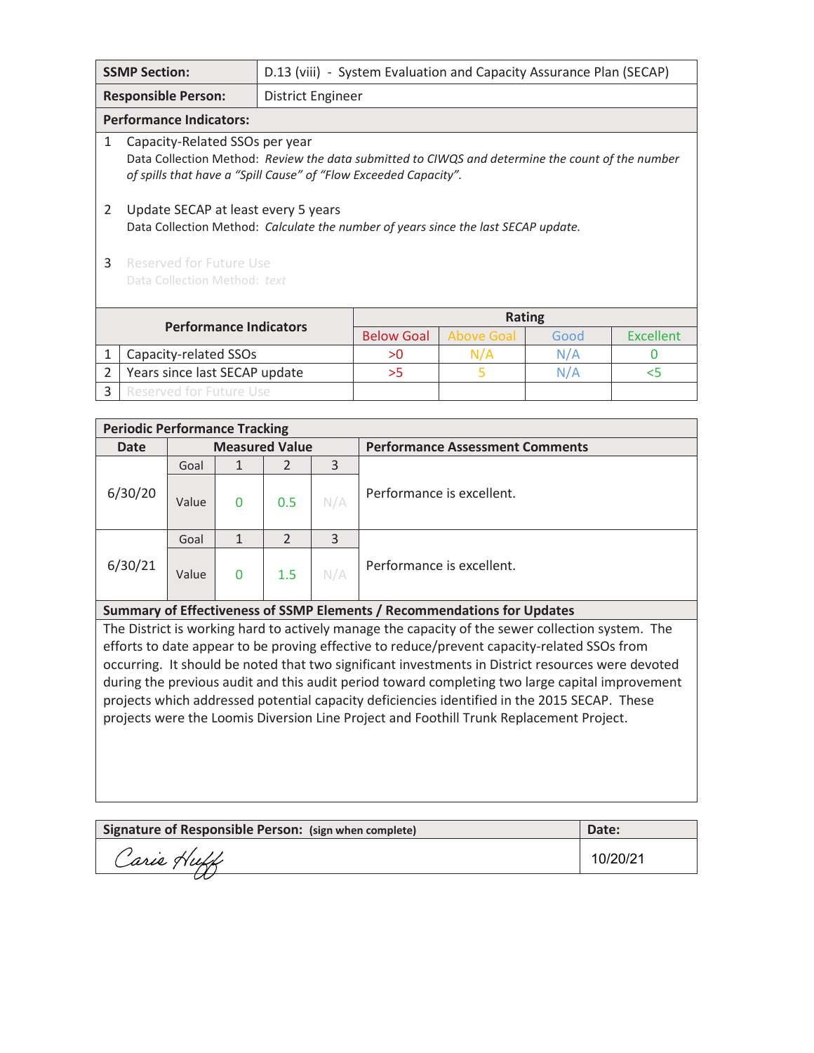| **SSMP Section:** | D.13 (viii) - System Evaluation and Capacity Assurance Plan (SECAP) |
|---|---|
| **Responsible Person:** | District Engineer |

**Performance Indicators:**

1. Capacity-Related SSOs per year
   Data Collection Method: *Review the data submitted to CIWQS and determine the count of the number of spills that have a "Spill Cause" of "Flow Exceeded Capacity".*

2. Update SECAP at least every 5 years
   Data Collection Method: *Calculate the number of years since the last SECAP update.*

3. Reserved for Future Use
   Data Collection Method: *text*

| | Performance Indicators | Rating | | | |
|---|---|---|---|---|---|
| | | Below Goal | Above Goal | Good | Excellent |
| 1 | Capacity-related SSOs | >0 | N/A | N/A | 0 |
| 2 | Years since last SECAP update | >5 | 5 | N/A | <5 |
| 3 | Reserved for Future Use | | | | |

**Periodic Performance Tracking**

| Date | Measured Value | | | | Performance Assessment Comments |
|---|---|---|---|---|---|
| 6/30/20 | Goal | 1 | 2 | 3 | Performance is excellent. |
| | Value | 0 | 0.5 | N/A | |
| 6/30/21 | Goal | 1 | 2 | 3 | Performance is excellent. |
| | Value | 0 | 1.5 | N/A | |

**Summary of Effectiveness of SSMP Elements / Recommendations for Updates**

The District is working hard to actively manage the capacity of the sewer collection system. The efforts to date appear to be proving effective to reduce/prevent capacity-related SSOs from occurring. It should be noted that two significant investments in District resources were devoted during the previous audit and this audit period toward completing two large capital improvement projects which addressed potential capacity deficiencies identified in the 2015 SECAP. These projects were the Loomis Diversion Line Project and Foothill Trunk Replacement Project.

| **Signature of Responsible Person:** (sign when complete) | **Date:** |
|---|---|
| Carie Huff | 10/20/21 |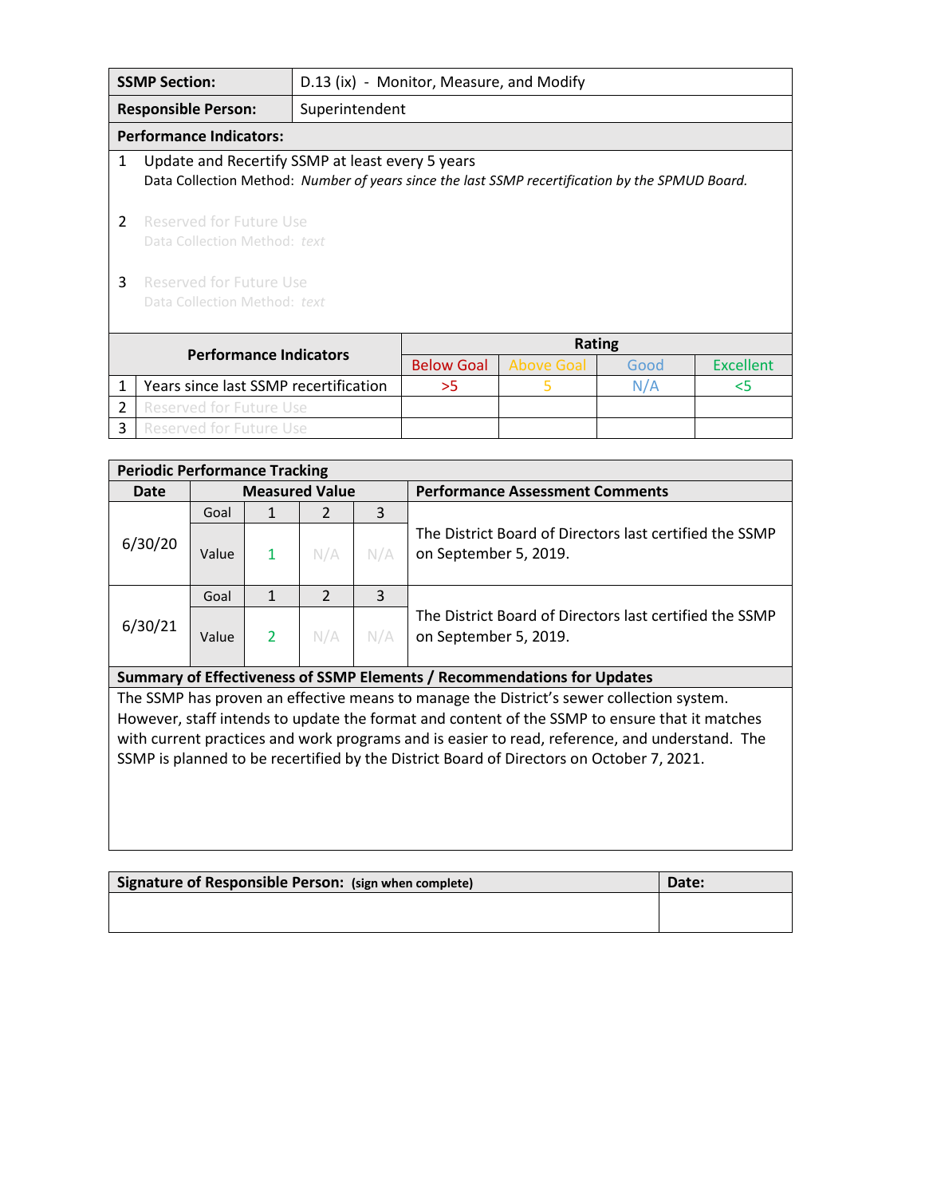| SSMP Section: | D.13 (ix) - Monitor, Measure, and Modify |
|---|---|
| **Responsible Person:** | Superintendent |

**Performance Indicators:**

1. Update and Recertify SSMP at least every 5 years
   Data Collection Method: *Number of years since the last SSMP recertification by the SPMUD Board.*

2. Reserved for Future Use
   Data Collection Method: *text*

3. Reserved for Future Use
   Data Collection Method: *text*

| | Performance Indicators | Rating | | | |
|---|---|---|---|---|---|
| | | Below Goal | Above Goal | Good | Excellent |
| 1 | Years since last SSMP recertification | >5 | 5 | N/A | <5 |
| 2 | Reserved for Future Use | | | | |
| 3 | Reserved for Future Use | | | | |

**Periodic Performance Tracking**

| Date | Measured Value | | | | Performance Assessment Comments |
|---|---|---|---|---|---|
| 6/30/20 | Goal | 1 | 2 | 3 | The District Board of Directors last certified the SSMP on September 5, 2019. |
| | Value | 1 | N/A | N/A | |
| 6/30/21 | Goal | 1 | 2 | 3 | The District Board of Directors last certified the SSMP on September 5, 2019. |
| | Value | 2 | N/A | N/A | |

**Summary of Effectiveness of SSMP Elements / Recommendations for Updates**

The SSMP has proven an effective means to manage the District's sewer collection system. However, staff intends to update the format and content of the SSMP to ensure that it matches with current practices and work programs and is easier to read, reference, and understand. The SSMP is planned to be recertified by the District Board of Directors on October 7, 2021.

| Signature of Responsible Person: (sign when complete) | Date: |
|---|---|
| | |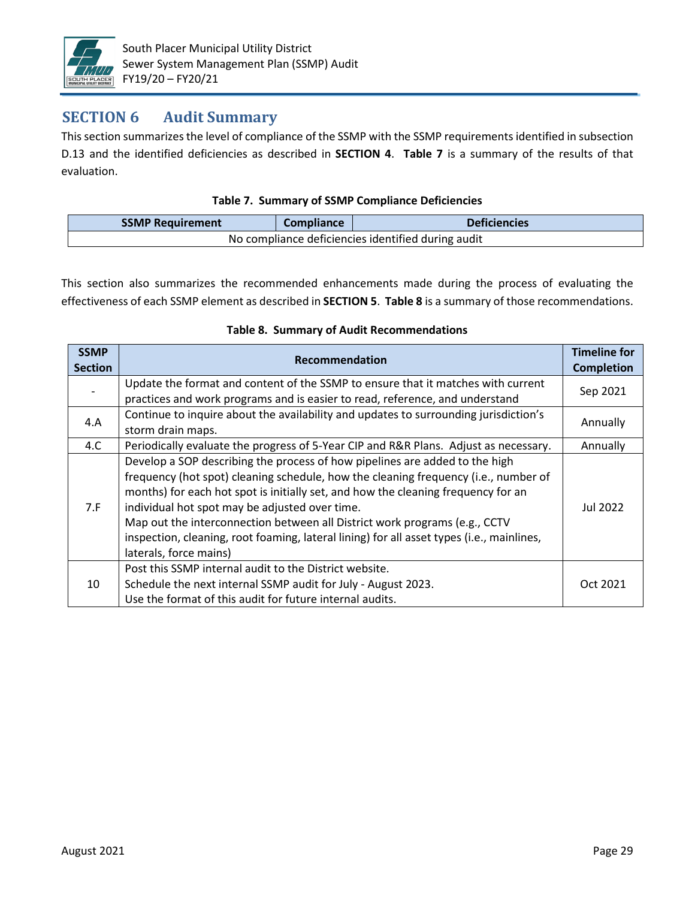# SECTION 6 Audit Summary

This section summarizes the level of compliance of the SSMP with the SSMP requirements identified in subsection D.13 and the identified deficiencies as described in **SECTION 4**. **Table 7** is a summary of the results of that evaluation.

**Table 7. Summary of SSMP Compliance Deficiencies**

| SSMP Requirement | Compliance | Deficiencies |
|---|---|---|
| No compliance deficiencies identified during audit | | |

This section also summarizes the recommended enhancements made during the process of evaluating the effectiveness of each SSMP element as described in **SECTION 5**. **Table 8** is a summary of those recommendations.

**Table 8. Summary of Audit Recommendations**

| SSMP Section | Recommendation | Timeline for Completion |
|---|---|---|
| - | Update the format and content of the SSMP to ensure that it matches with current practices and work programs and is easier to read, reference, and understand | Sep 2021 |
| 4.A | Continue to inquire about the availability and updates to surrounding jurisdiction's storm drain maps. | Annually |
| 4.C | Periodically evaluate the progress of 5-Year CIP and R&R Plans. Adjust as necessary. | Annually |
| 7.F | Develop a SOP describing the process of how pipelines are added to the high frequency (hot spot) cleaning schedule, how the cleaning frequency (i.e., number of months) for each hot spot is initially set, and how the cleaning frequency for an individual hot spot may be adjusted over time.<br>Map out the interconnection between all District work programs (e.g., CCTV inspection, cleaning, root foaming, lateral lining) for all asset types (i.e., mainlines, laterals, force mains) | Jul 2022 |
| 10 | Post this SSMP internal audit to the District website.<br>Schedule the next internal SSMP audit for July - August 2023.<br>Use the format of this audit for future internal audits. | Oct 2021 |